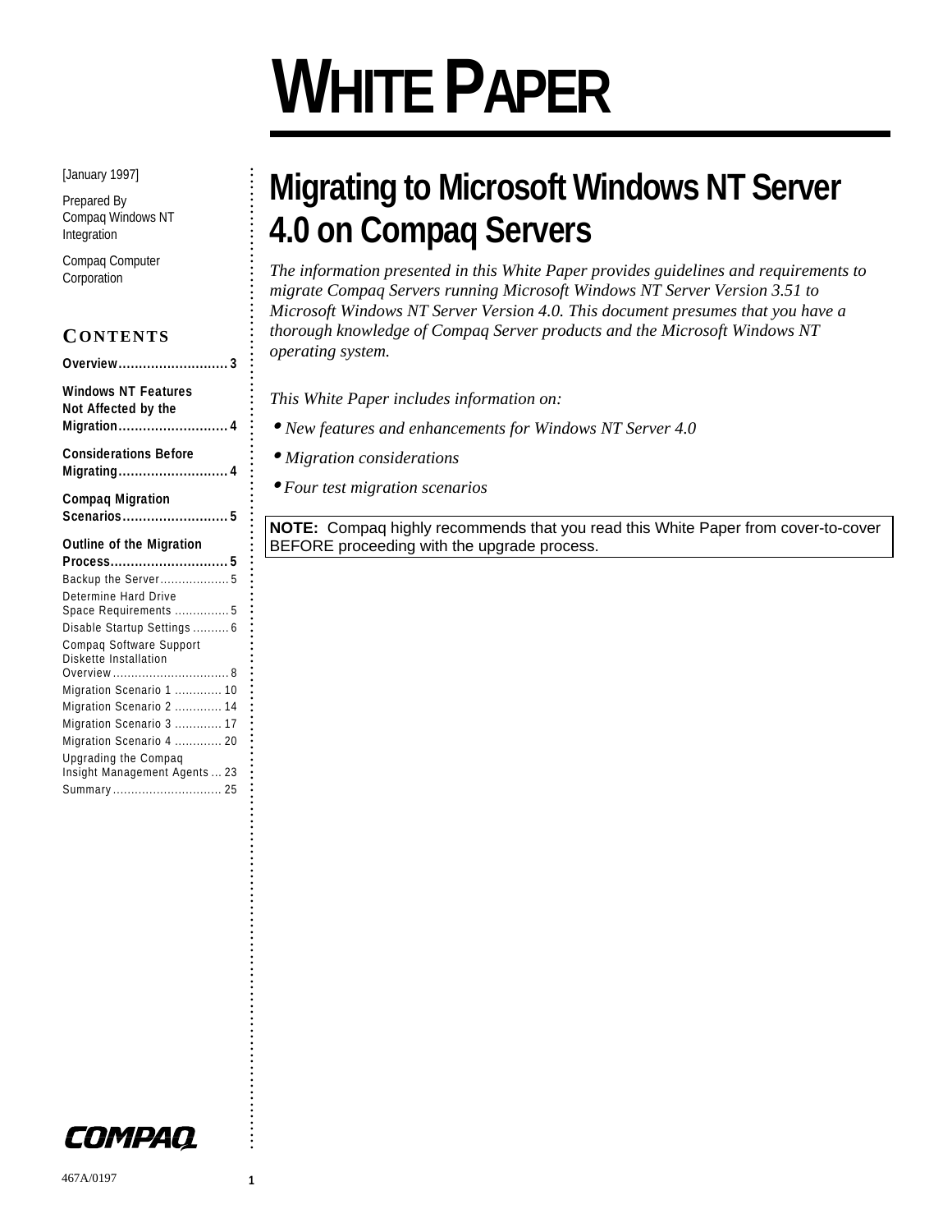# WHITE PAPER

[January 1997]

Prepared By
Compaq Windows NT Integration

Compaq Computer Corporation

## CONTENTS

**Overview** ........................... 3

**Windows NT Features Not Affected by the Migration** ........................... 4

**Considerations Before Migrating** ........................... 4

**Compaq Migration Scenarios** .......................... 5

**Outline of the Migration Process** ............................. 5

Backup the Server ................... 5

Determine Hard Drive Space Requirements ............... 5

Disable Startup Settings .......... 6

Compaq Software Support Diskette Installation Overview ................................ 8

Migration Scenario 1 ............. 10

Migration Scenario 2 ............. 14

Migration Scenario 3 ............. 17

Migration Scenario 4 ............. 20

Upgrading the Compaq Insight Management Agents ... 23

Summary .............................. 25

# Migrating to Microsoft Windows NT Server 4.0 on Compaq Servers

*The information presented in this White Paper provides guidelines and requirements to migrate Compaq Servers running Microsoft Windows NT Server Version 3.51 to Microsoft Windows NT Server Version 4.0. This document presumes that you have a thorough knowledge of Compaq Server products and the Microsoft Windows NT operating system.*

*This White Paper includes information on:*

- *New features and enhancements for Windows NT Server 4.0*
- *Migration considerations*
- *Four test migration scenarios*

**NOTE:** Compaq highly recommends that you read this White Paper from cover-to-cover BEFORE proceeding with the upgrade process.

COMPAQ

467A/0197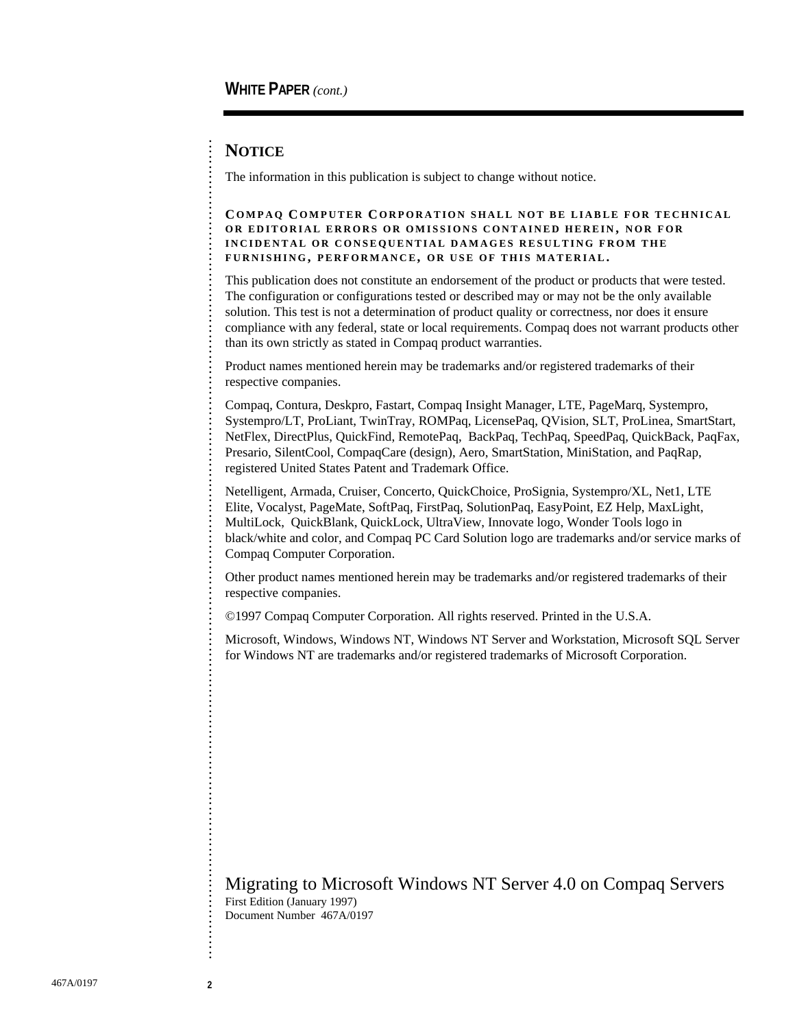## NOTICE

The information in this publication is subject to change without notice.

**COMPAQ COMPUTER CORPORATION SHALL NOT BE LIABLE FOR TECHNICAL OR EDITORIAL ERRORS OR OMISSIONS CONTAINED HEREIN, NOR FOR INCIDENTAL OR CONSEQUENTIAL DAMAGES RESULTING FROM THE FURNISHING, PERFORMANCE, OR USE OF THIS MATERIAL.**

This publication does not constitute an endorsement of the product or products that were tested. The configuration or configurations tested or described may or may not be the only available solution. This test is not a determination of product quality or correctness, nor does it ensure compliance with any federal, state or local requirements. Compaq does not warrant products other than its own strictly as stated in Compaq product warranties.

Product names mentioned herein may be trademarks and/or registered trademarks of their respective companies.

Compaq, Contura, Deskpro, Fastart, Compaq Insight Manager, LTE, PageMarq, Systempro, Systempro/LT, ProLiant, TwinTray, ROMPaq, LicensePaq, QVision, SLT, ProLinea, SmartStart, NetFlex, DirectPlus, QuickFind, RemotePaq, BackPaq, TechPaq, SpeedPaq, QuickBack, PaqFax, Presario, SilentCool, CompaqCare (design), Aero, SmartStation, MiniStation, and PaqRap, registered United States Patent and Trademark Office.

Netelligent, Armada, Cruiser, Concerto, QuickChoice, ProSignia, Systempro/XL, Net1, LTE Elite, Vocalyst, PageMate, SoftPaq, FirstPaq, SolutionPaq, EasyPoint, EZ Help, MaxLight, MultiLock, QuickBlank, QuickLock, UltraView, Innovate logo, Wonder Tools logo in black/white and color, and Compaq PC Card Solution logo are trademarks and/or service marks of Compaq Computer Corporation.

Other product names mentioned herein may be trademarks and/or registered trademarks of their respective companies.

©1997 Compaq Computer Corporation. All rights reserved. Printed in the U.S.A.

Microsoft, Windows, Windows NT, Windows NT Server and Workstation, Microsoft SQL Server for Windows NT are trademarks and/or registered trademarks of Microsoft Corporation.

Migrating to Microsoft Windows NT Server 4.0 on Compaq Servers
First Edition (January 1997)
Document Number 467A/0197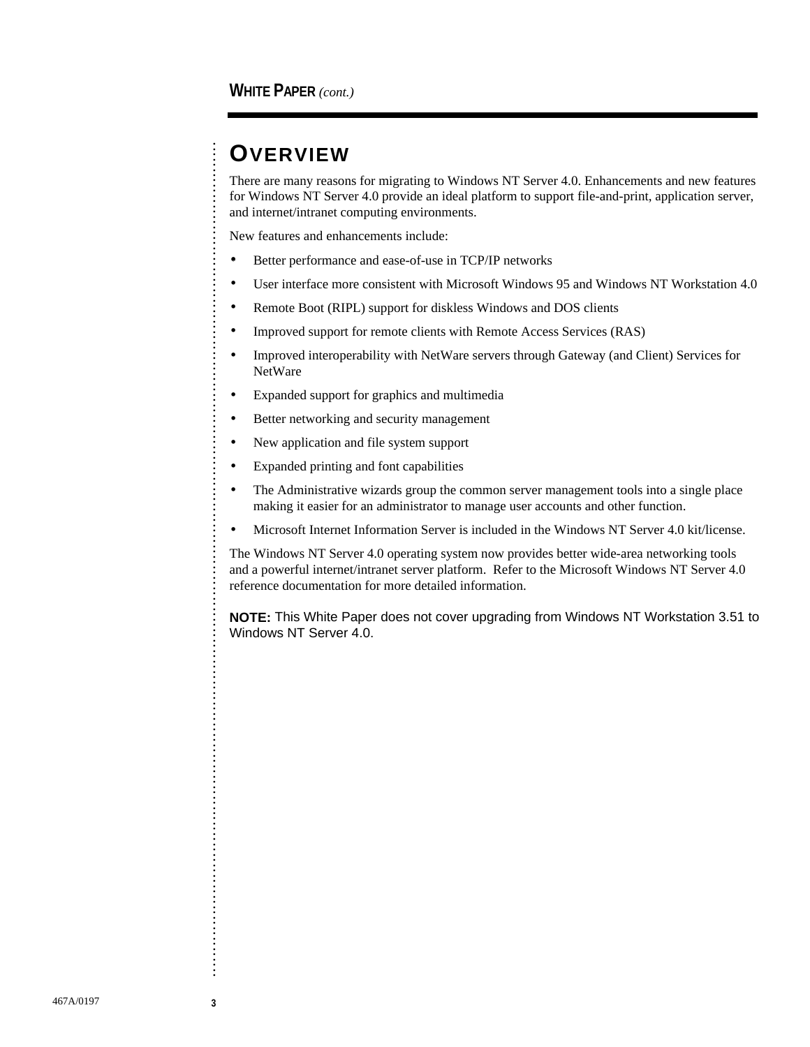# OVERVIEW

There are many reasons for migrating to Windows NT Server 4.0. Enhancements and new features for Windows NT Server 4.0 provide an ideal platform to support file-and-print, application server, and internet/intranet computing environments.

New features and enhancements include:

- Better performance and ease-of-use in TCP/IP networks
- User interface more consistent with Microsoft Windows 95 and Windows NT Workstation 4.0
- Remote Boot (RIPL) support for diskless Windows and DOS clients
- Improved support for remote clients with Remote Access Services (RAS)
- Improved interoperability with NetWare servers through Gateway (and Client) Services for NetWare
- Expanded support for graphics and multimedia
- Better networking and security management
- New application and file system support
- Expanded printing and font capabilities
- The Administrative wizards group the common server management tools into a single place making it easier for an administrator to manage user accounts and other function.
- Microsoft Internet Information Server is included in the Windows NT Server 4.0 kit/license.

The Windows NT Server 4.0 operating system now provides better wide-area networking tools and a powerful internet/intranet server platform. Refer to the Microsoft Windows NT Server 4.0 reference documentation for more detailed information.

**NOTE:** This White Paper does not cover upgrading from Windows NT Workstation 3.51 to Windows NT Server 4.0.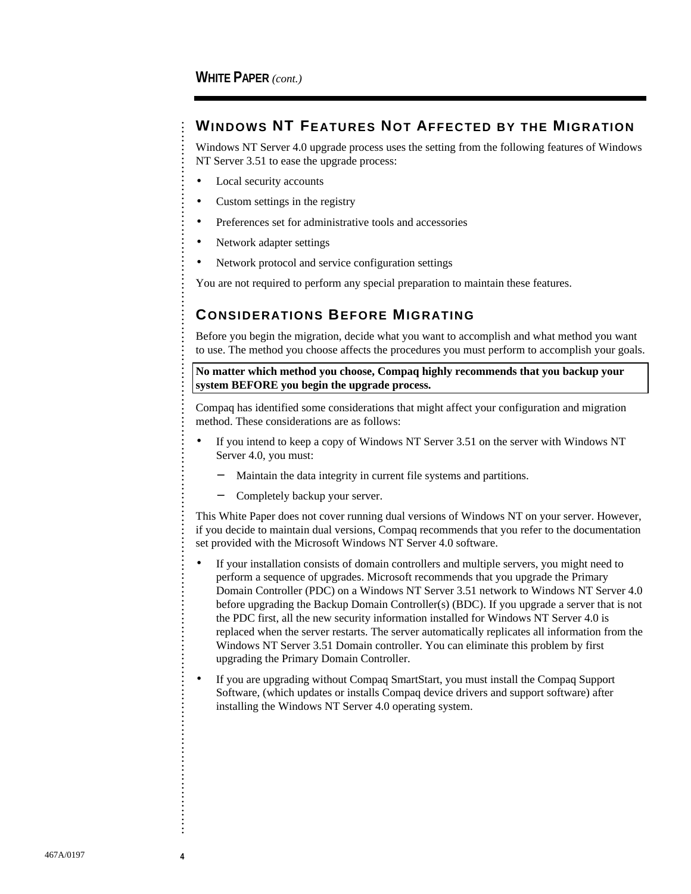## Windows NT Features Not Affected by the Migration

Windows NT Server 4.0 upgrade process uses the setting from the following features of Windows NT Server 3.51 to ease the upgrade process:

- Local security accounts
- Custom settings in the registry
- Preferences set for administrative tools and accessories
- Network adapter settings
- Network protocol and service configuration settings

You are not required to perform any special preparation to maintain these features.

## Considerations Before Migrating

Before you begin the migration, decide what you want to accomplish and what method you want to use. The method you choose affects the procedures you must perform to accomplish your goals.

**No matter which method you choose, Compaq highly recommends that you backup your system BEFORE you begin the upgrade process.**

Compaq has identified some considerations that might affect your configuration and migration method. These considerations are as follows:

- If you intend to keep a copy of Windows NT Server 3.51 on the server with Windows NT Server 4.0, you must:
  - Maintain the data integrity in current file systems and partitions.
  - Completely backup your server.

This White Paper does not cover running dual versions of Windows NT on your server. However, if you decide to maintain dual versions, Compaq recommends that you refer to the documentation set provided with the Microsoft Windows NT Server 4.0 software.

- If your installation consists of domain controllers and multiple servers, you might need to perform a sequence of upgrades. Microsoft recommends that you upgrade the Primary Domain Controller (PDC) on a Windows NT Server 3.51 network to Windows NT Server 4.0 before upgrading the Backup Domain Controller(s) (BDC). If you upgrade a server that is not the PDC first, all the new security information installed for Windows NT Server 4.0 is replaced when the server restarts. The server automatically replicates all information from the Windows NT Server 3.51 Domain controller. You can eliminate this problem by first upgrading the Primary Domain Controller.
- If you are upgrading without Compaq SmartStart, you must install the Compaq Support Software, (which updates or installs Compaq device drivers and support software) after installing the Windows NT Server 4.0 operating system.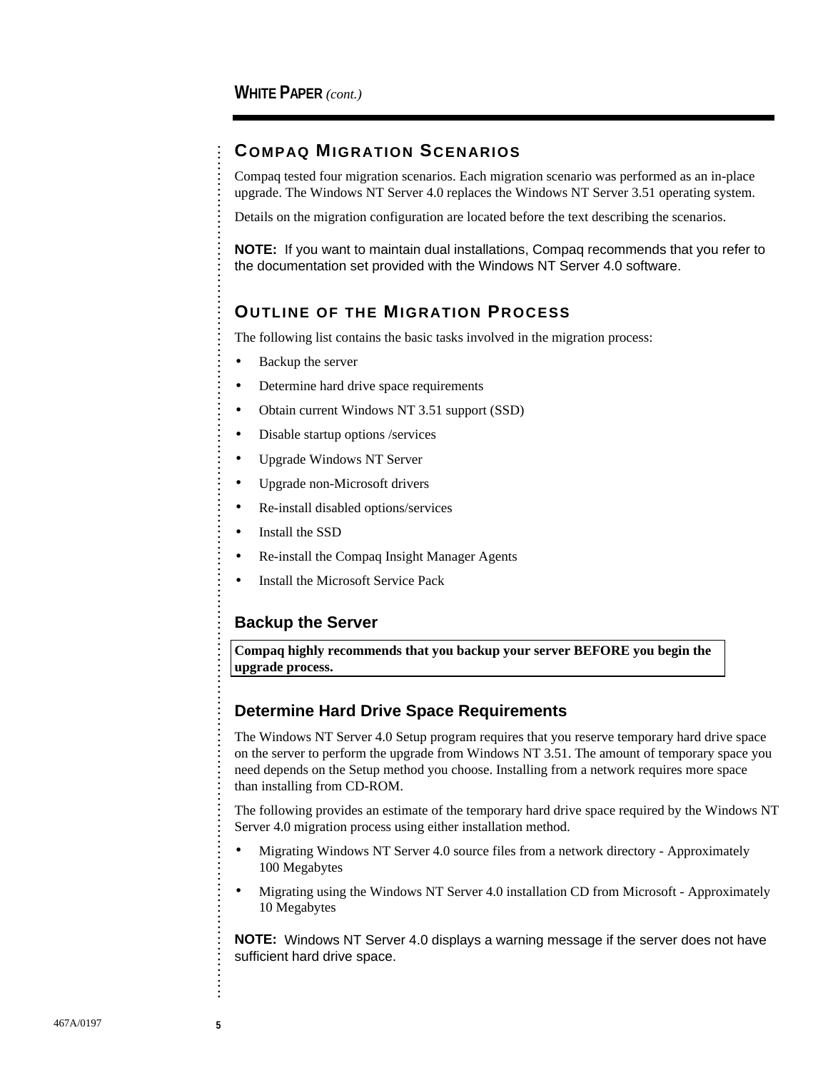## COMPAQ MIGRATION SCENARIOS

Compaq tested four migration scenarios. Each migration scenario was performed as an in-place upgrade. The Windows NT Server 4.0 replaces the Windows NT Server 3.51 operating system.

Details on the migration configuration are located before the text describing the scenarios.

**NOTE:** If you want to maintain dual installations, Compaq recommends that you refer to the documentation set provided with the Windows NT Server 4.0 software.

## OUTLINE OF THE MIGRATION PROCESS

The following list contains the basic tasks involved in the migration process:

- Backup the server
- Determine hard drive space requirements
- Obtain current Windows NT 3.51 support (SSD)
- Disable startup options /services
- Upgrade Windows NT Server
- Upgrade non-Microsoft drivers
- Re-install disabled options/services
- Install the SSD
- Re-install the Compaq Insight Manager Agents
- Install the Microsoft Service Pack

### Backup the Server

**Compaq highly recommends that you backup your server BEFORE you begin the upgrade process.**

### Determine Hard Drive Space Requirements

The Windows NT Server 4.0 Setup program requires that you reserve temporary hard drive space on the server to perform the upgrade from Windows NT 3.51. The amount of temporary space you need depends on the Setup method you choose. Installing from a network requires more space than installing from CD-ROM.

The following provides an estimate of the temporary hard drive space required by the Windows NT Server 4.0 migration process using either installation method.

- Migrating Windows NT Server 4.0 source files from a network directory - Approximately 100 Megabytes
- Migrating using the Windows NT Server 4.0 installation CD from Microsoft - Approximately 10 Megabytes

**NOTE:** Windows NT Server 4.0 displays a warning message if the server does not have sufficient hard drive space.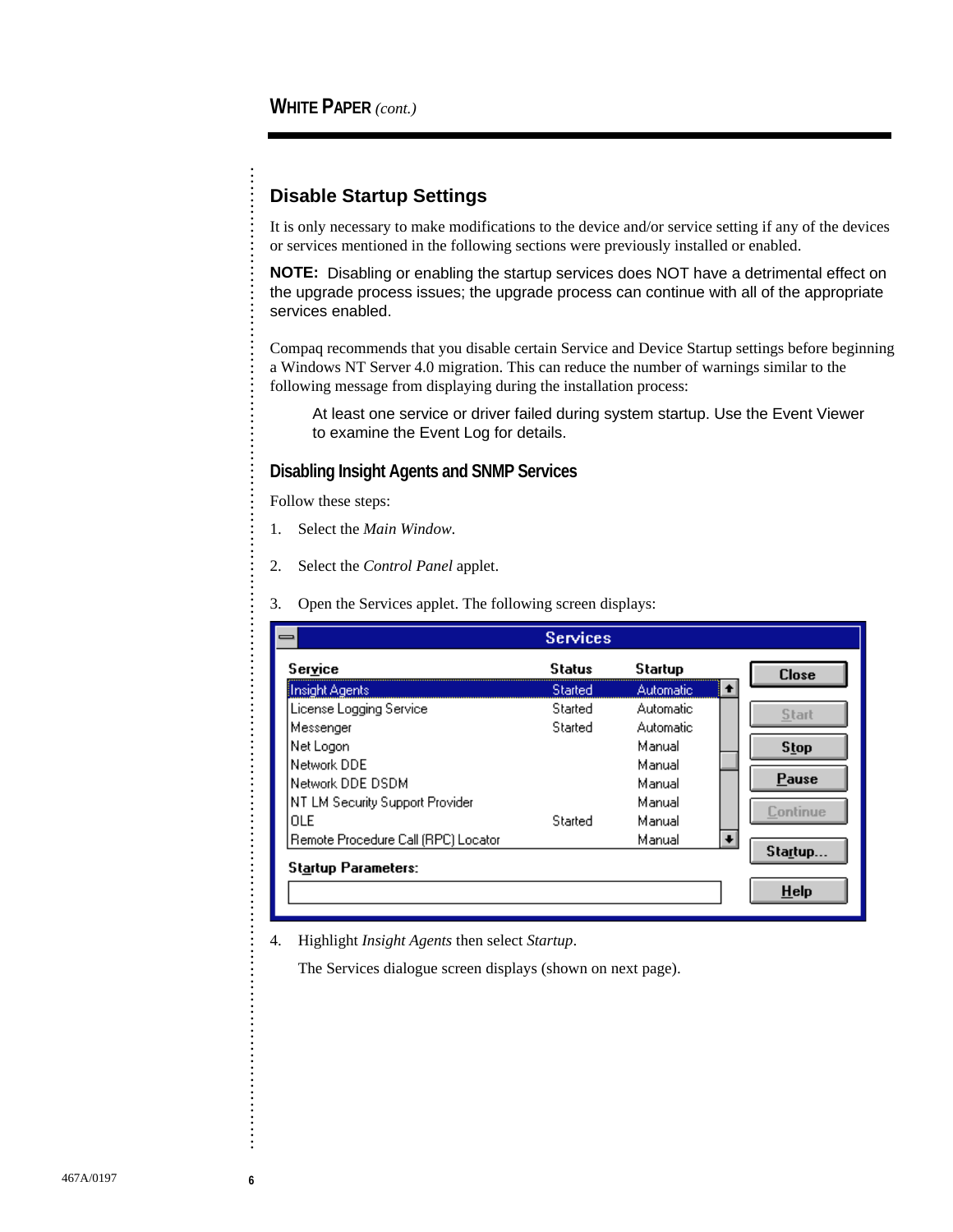## Disable Startup Settings

It is only necessary to make modifications to the device and/or service setting if any of the devices or services mentioned in the following sections were previously installed or enabled.

**NOTE:** Disabling or enabling the startup services does NOT have a detrimental effect on the upgrade process issues; the upgrade process can continue with all of the appropriate services enabled.

Compaq recommends that you disable certain Service and Device Startup settings before beginning a Windows NT Server 4.0 migration. This can reduce the number of warnings similar to the following message from displaying during the installation process:

> At least one service or driver failed during system startup. Use the Event Viewer to examine the Event Log for details.

### Disabling Insight Agents and SNMP Services

Follow these steps:

1. Select the *Main Window.*
2. Select the *Control Panel* applet.
3. Open the Services applet. The following screen displays:

**Services**

| Service | Status | Startup |
|---|---|---|
| Insight Agents | Started | Automatic |
| License Logging Service | Started | Automatic |
| Messenger | Started | Automatic |
| Net Logon | | Manual |
| Network DDE | | Manual |
| Network DDE DSDM | | Manual |
| NT LM Security Support Provider | | Manual |
| OLE | Started | Manual |
| Remote Procedure Call (RPC) Locator | | Manual |

Buttons: Close, Start, Stop, Pause, Continue, Startup..., Help

Startup Parameters:

4. Highlight *Insight Agents* then select *Startup*.

   The Services dialogue screen displays (shown on next page).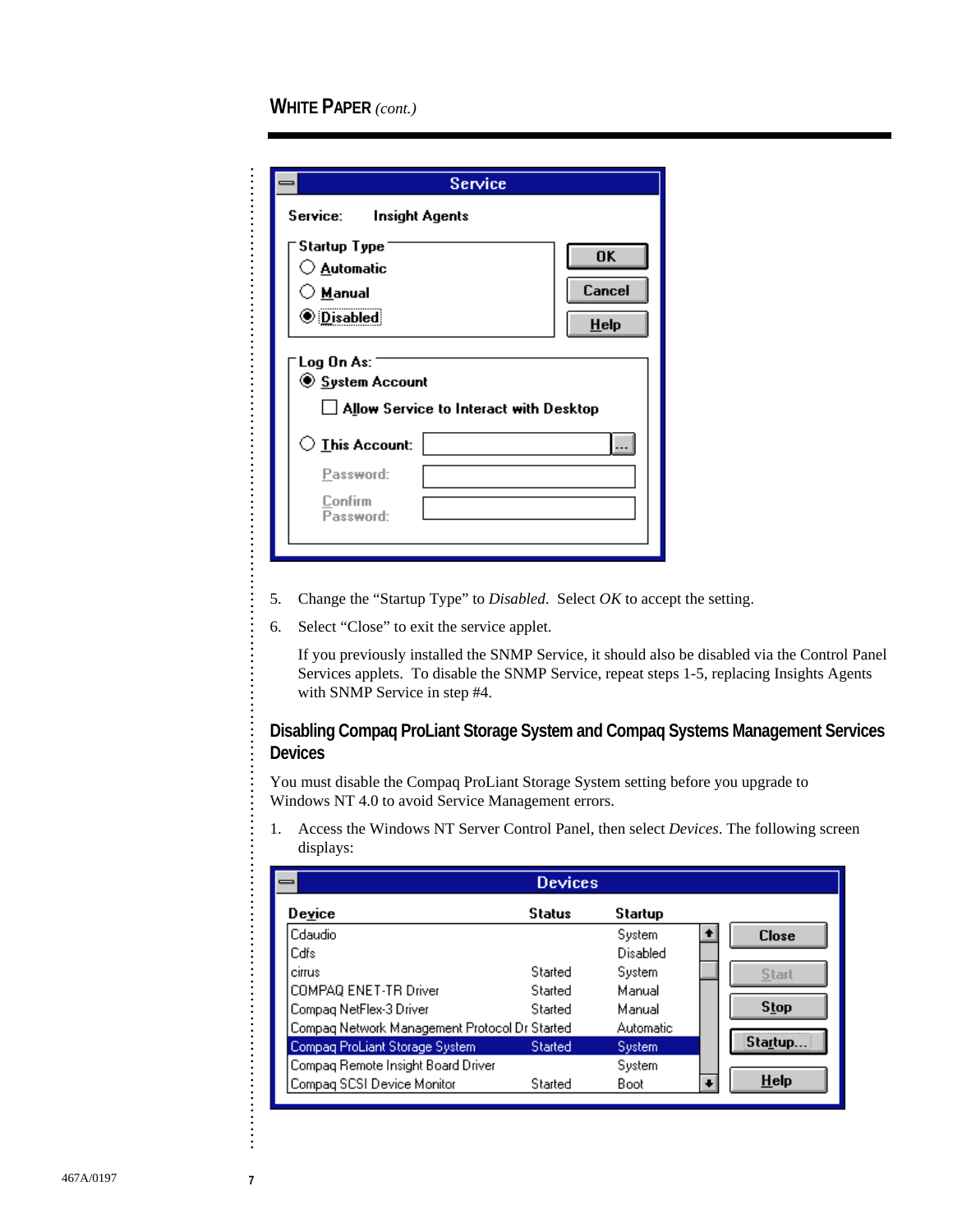**Service**

Service: Insight Agents

Startup Type
- ○ Automatic
- ○ Manual
- ◉ Disabled

OK | Cancel | Help

Log On As:
- ◉ System Account
  - ☐ Allow Service to Interact with Desktop
- ○ This Account:

Password:

Confirm Password:

5. Change the "Startup Type" to *Disabled*. Select *OK* to accept the setting.

6. Select "Close" to exit the service applet.

   If you previously installed the SNMP Service, it should also be disabled via the Control Panel Services applets. To disable the SNMP Service, repeat steps 1-5, replacing Insights Agents with SNMP Service in step #4.

## Disabling Compaq ProLiant Storage System and Compaq Systems Management Services Devices

You must disable the Compaq ProLiant Storage System setting before you upgrade to Windows NT 4.0 to avoid Service Management errors.

1. Access the Windows NT Server Control Panel, then select *Devices*. The following screen displays:

**Devices**

| Device | Status | Startup |
|---|---|---|
| Cdaudio | | System |
| Cdfs | | Disabled |
| cirrus | Started | System |
| COMPAQ ENET-TR Driver | Started | Manual |
| Compaq NetFlex-3 Driver | Started | Manual |
| Compaq Network Management Protocol Dr | Started | Automatic |
| Compaq ProLiant Storage System | Started | System |
| Compaq Remote Insight Board Driver | | System |
| Compaq SCSI Device Monitor | Started | Boot |

Close | Start | Stop | Startup... | Help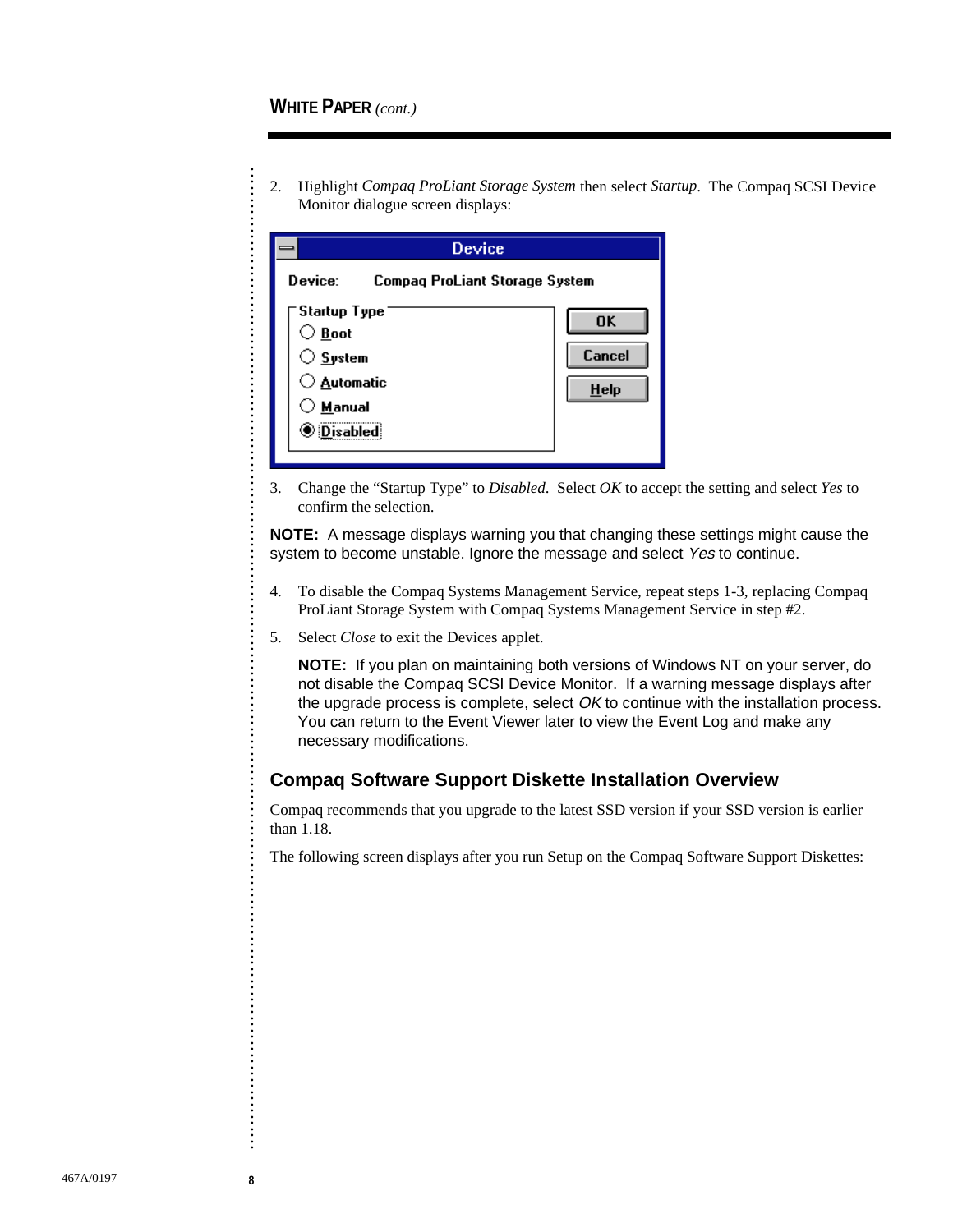2. Highlight *Compaq ProLiant Storage System* then select *Startup*. The Compaq SCSI Device Monitor dialogue screen displays:

3. Change the "Startup Type" to *Disabled*. Select *OK* to accept the setting and select *Yes* to confirm the selection.

**NOTE:** A message displays warning you that changing these settings might cause the system to become unstable. Ignore the message and select *Yes* to continue.

4. To disable the Compaq Systems Management Service, repeat steps 1-3, replacing Compaq ProLiant Storage System with Compaq Systems Management Service in step #2.

5. Select *Close* to exit the Devices applet.

   **NOTE:** If you plan on maintaining both versions of Windows NT on your server, do not disable the Compaq SCSI Device Monitor. If a warning message displays after the upgrade process is complete, select *OK* to continue with the installation process. You can return to the Event Viewer later to view the Event Log and make any necessary modifications.

## Compaq Software Support Diskette Installation Overview

Compaq recommends that you upgrade to the latest SSD version if your SSD version is earlier than 1.18.

The following screen displays after you run Setup on the Compaq Software Support Diskettes: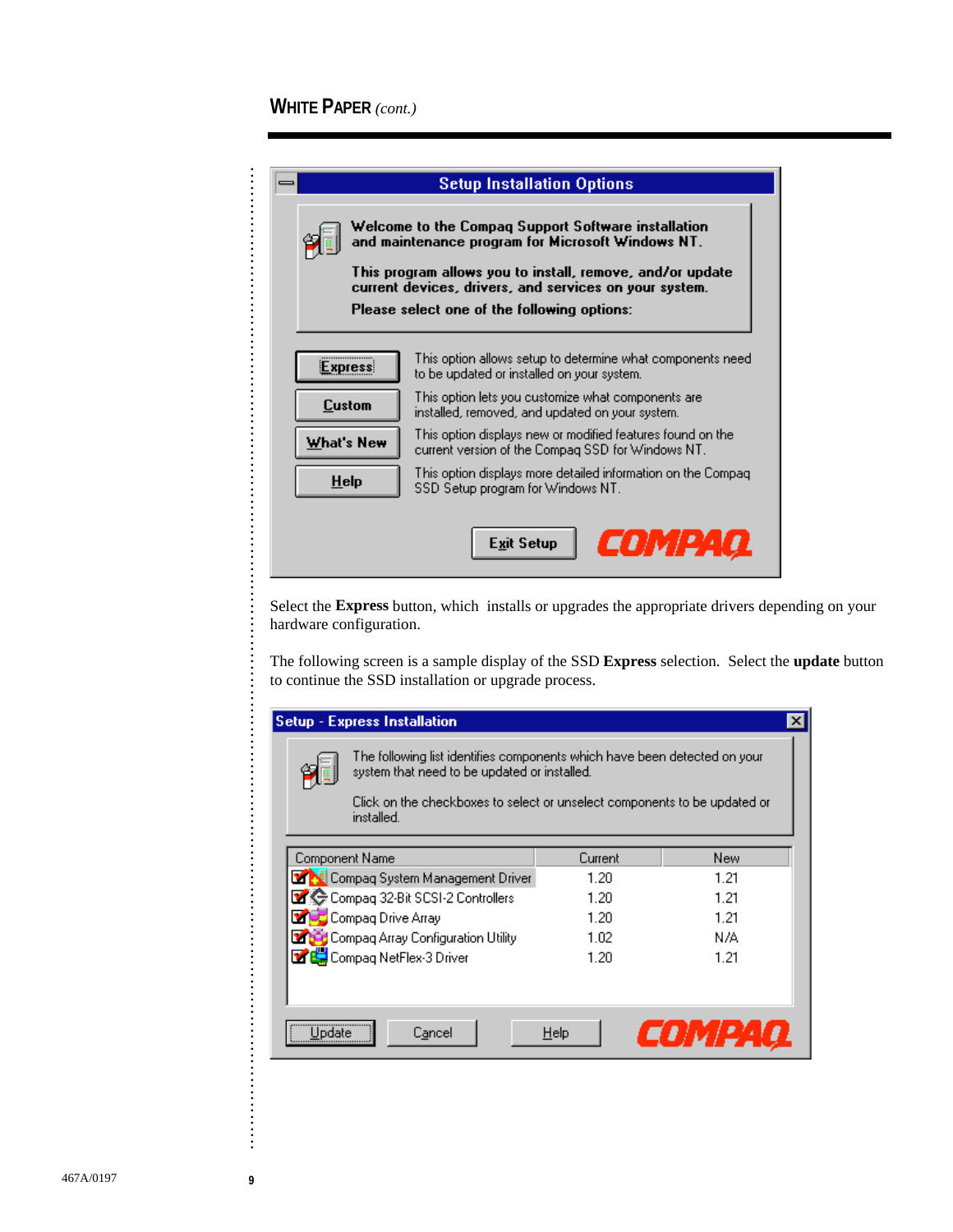**Setup Installation Options**

Welcome to the Compaq Support Software installation and maintenance program for Microsoft Windows NT.

This program allows you to install, remove, and/or update current devices, drivers, and services on your system.

Please select one of the following options:

| | |
|---|---|
| Express | This option allows setup to determine what components need to be updated or installed on your system. |
| Custom | This option lets you customize what components are installed, removed, and updated on your system. |
| What's New | This option displays new or modified features found on the current version of the Compaq SSD for Windows NT. |
| Help | This option displays more detailed information on the Compaq SSD Setup program for Windows NT. |

Exit Setup

COMPAQ

Select the **Express** button, which installs or upgrades the appropriate drivers depending on your hardware configuration.

The following screen is a sample display of the SSD **Express** selection. Select the **update** button to continue the SSD installation or upgrade process.

**Setup - Express Installation**

The following list identifies components which have been detected on your system that need to be updated or installed.

Click on the checkboxes to select or unselect components to be updated or installed.

| Component Name | Current | New |
|---|---|---|
| Compaq System Management Driver | 1.20 | 1.21 |
| Compaq 32-Bit SCSI-2 Controllers | 1.20 | 1.21 |
| Compaq Drive Array | 1.20 | 1.21 |
| Compaq Array Configuration Utility | 1.02 | N/A |
| Compaq NetFlex-3 Driver | 1.20 | 1.21 |

Update | Cancel | Help

COMPAQ

467A/0197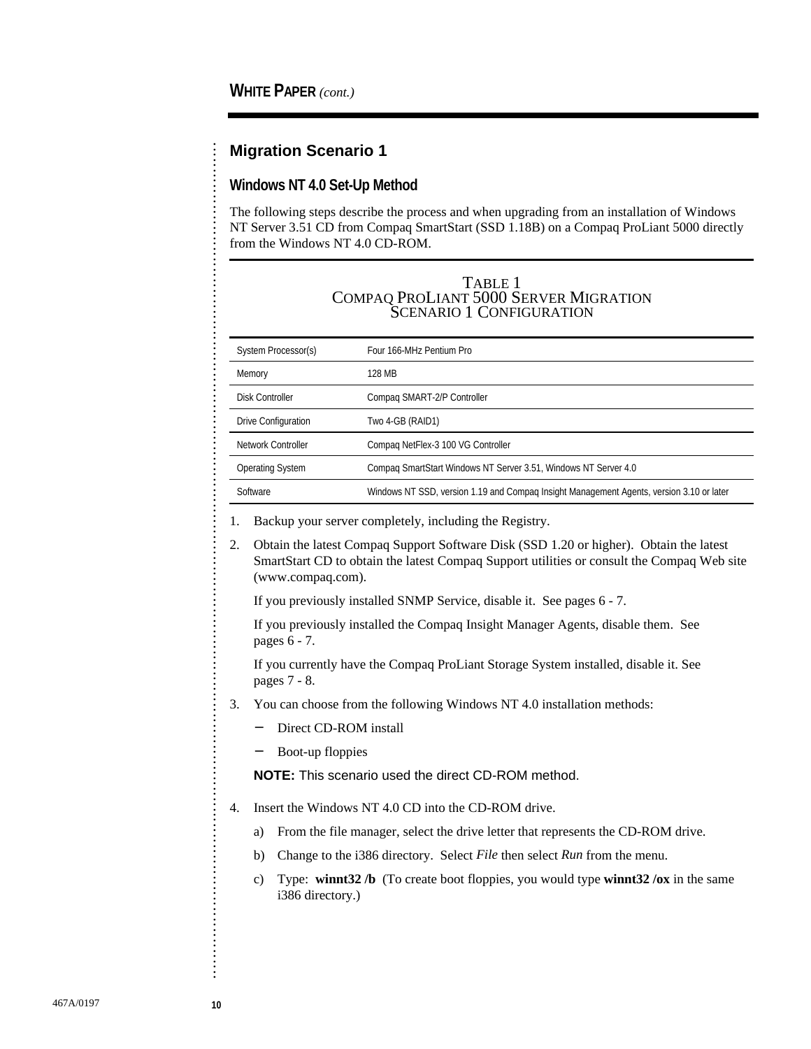## Migration Scenario 1

### Windows NT 4.0 Set-Up Method

The following steps describe the process and when upgrading from an installation of Windows NT Server 3.51 CD from Compaq SmartStart (SSD 1.18B) on a Compaq ProLiant 5000 directly from the Windows NT 4.0 CD-ROM.

TABLE 1
COMPAQ PROLIANT 5000 SERVER MIGRATION
SCENARIO 1 CONFIGURATION

| | |
|---|---|
| System Processor(s) | Four 166-MHz Pentium Pro |
| Memory | 128 MB |
| Disk Controller | Compaq SMART-2/P Controller |
| Drive Configuration | Two 4-GB (RAID1) |
| Network Controller | Compaq NetFlex-3 100 VG Controller |
| Operating System | Compaq SmartStart Windows NT Server 3.51, Windows NT Server 4.0 |
| Software | Windows NT SSD, version 1.19 and Compaq Insight Management Agents, version 3.10 or later |

1. Backup your server completely, including the Registry.
2. Obtain the latest Compaq Support Software Disk (SSD 1.20 or higher). Obtain the latest SmartStart CD to obtain the latest Compaq Support utilities or consult the Compaq Web site (www.compaq.com).

   If you previously installed SNMP Service, disable it. See pages 6 - 7.

   If you previously installed the Compaq Insight Manager Agents, disable them. See pages 6 - 7.

   If you currently have the Compaq ProLiant Storage System installed, disable it. See pages 7 - 8.
3. You can choose from the following Windows NT 4.0 installation methods:
   - Direct CD-ROM install
   - Boot-up floppies

   **NOTE:** This scenario used the direct CD-ROM method.
4. Insert the Windows NT 4.0 CD into the CD-ROM drive.
   a) From the file manager, select the drive letter that represents the CD-ROM drive.
   b) Change to the i386 directory. Select *File* then select *Run* from the menu.
   c) Type: **winnt32 /b** (To create boot floppies, you would type **winnt32 /ox** in the same i386 directory.)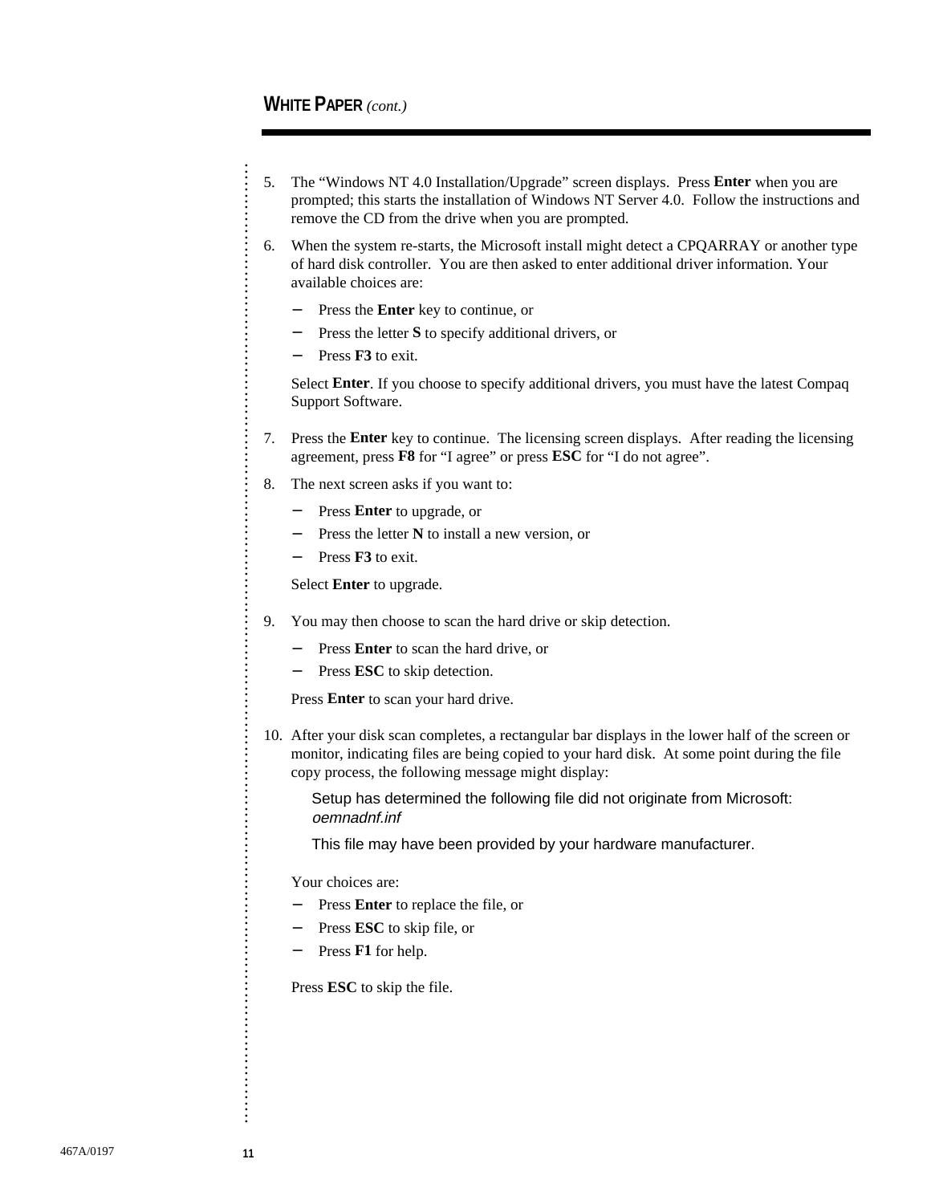5. The “Windows NT 4.0 Installation/Upgrade” screen displays. Press **Enter** when you are prompted; this starts the installation of Windows NT Server 4.0. Follow the instructions and remove the CD from the drive when you are prompted.

6. When the system re-starts, the Microsoft install might detect a CPQARRAY or another type of hard disk controller. You are then asked to enter additional driver information. Your available choices are:

   − Press the **Enter** key to continue, or
   − Press the letter **S** to specify additional drivers, or
   − Press **F3** to exit.

   Select **Enter**. If you choose to specify additional drivers, you must have the latest Compaq Support Software.

7. Press the **Enter** key to continue. The licensing screen displays. After reading the licensing agreement, press **F8** for “I agree” or press **ESC** for “I do not agree”.

8. The next screen asks if you want to:

   − Press **Enter** to upgrade, or
   − Press the letter **N** to install a new version, or
   − Press **F3** to exit.

   Select **Enter** to upgrade.

9. You may then choose to scan the hard drive or skip detection.

   − Press **Enter** to scan the hard drive, or
   − Press **ESC** to skip detection.

   Press **Enter** to scan your hard drive.

10. After your disk scan completes, a rectangular bar displays in the lower half of the screen or monitor, indicating files are being copied to your hard disk. At some point during the file copy process, the following message might display:

    Setup has determined the following file did not originate from Microsoft:
    *oemnadnf.inf*

    This file may have been provided by your hardware manufacturer.

    Your choices are:

    − Press **Enter** to replace the file, or
    − Press **ESC** to skip file, or
    − Press **F1** for help.

    Press **ESC** to skip the file.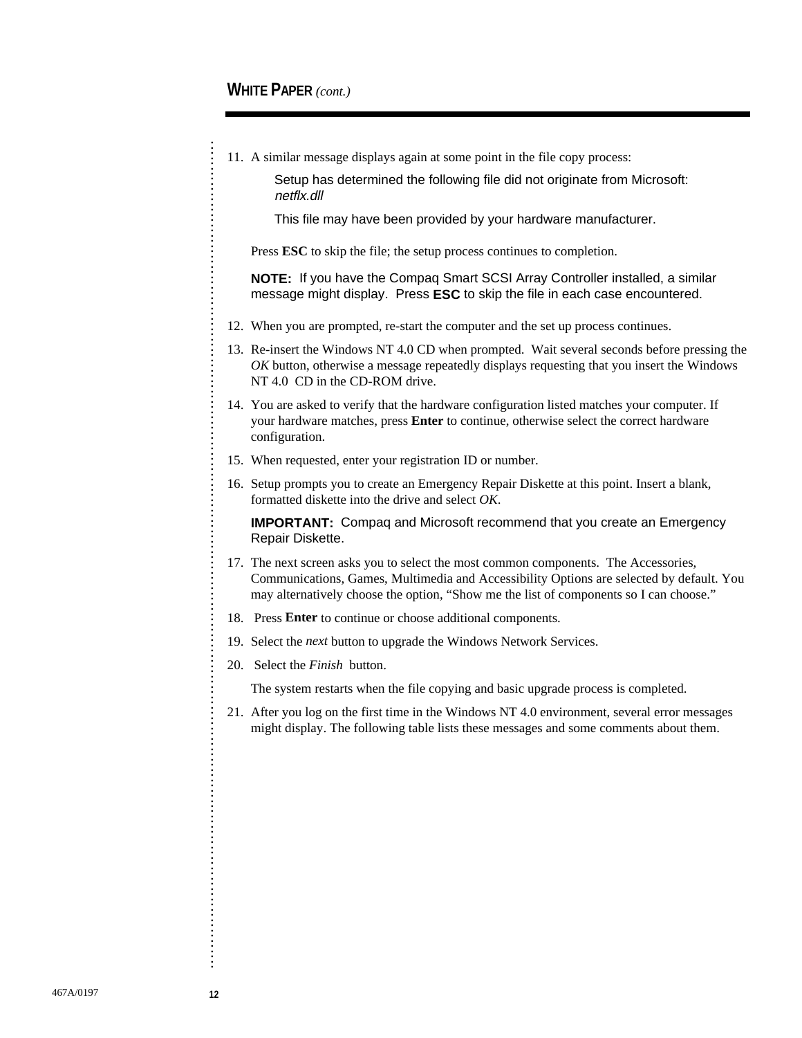11. A similar message displays again at some point in the file copy process:

    Setup has determined the following file did not originate from Microsoft:
    *netflx.dll*

    This file may have been provided by your hardware manufacturer.

    Press **ESC** to skip the file; the setup process continues to completion.

    **NOTE:** If you have the Compaq Smart SCSI Array Controller installed, a similar message might display. Press **ESC** to skip the file in each case encountered.

12. When you are prompted, re-start the computer and the set up process continues.
13. Re-insert the Windows NT 4.0 CD when prompted. Wait several seconds before pressing the *OK* button, otherwise a message repeatedly displays requesting that you insert the Windows NT 4.0 CD in the CD-ROM drive.
14. You are asked to verify that the hardware configuration listed matches your computer. If your hardware matches, press **Enter** to continue, otherwise select the correct hardware configuration.
15. When requested, enter your registration ID or number.
16. Setup prompts you to create an Emergency Repair Diskette at this point. Insert a blank, formatted diskette into the drive and select *OK*.

    **IMPORTANT:** Compaq and Microsoft recommend that you create an Emergency Repair Diskette.

17. The next screen asks you to select the most common components. The Accessories, Communications, Games, Multimedia and Accessibility Options are selected by default. You may alternatively choose the option, "Show me the list of components so I can choose."
18. Press **Enter** to continue or choose additional components.
19. Select the *next* button to upgrade the Windows Network Services.
20. Select the *Finish* button.

    The system restarts when the file copying and basic upgrade process is completed.

21. After you log on the first time in the Windows NT 4.0 environment, several error messages might display. The following table lists these messages and some comments about them.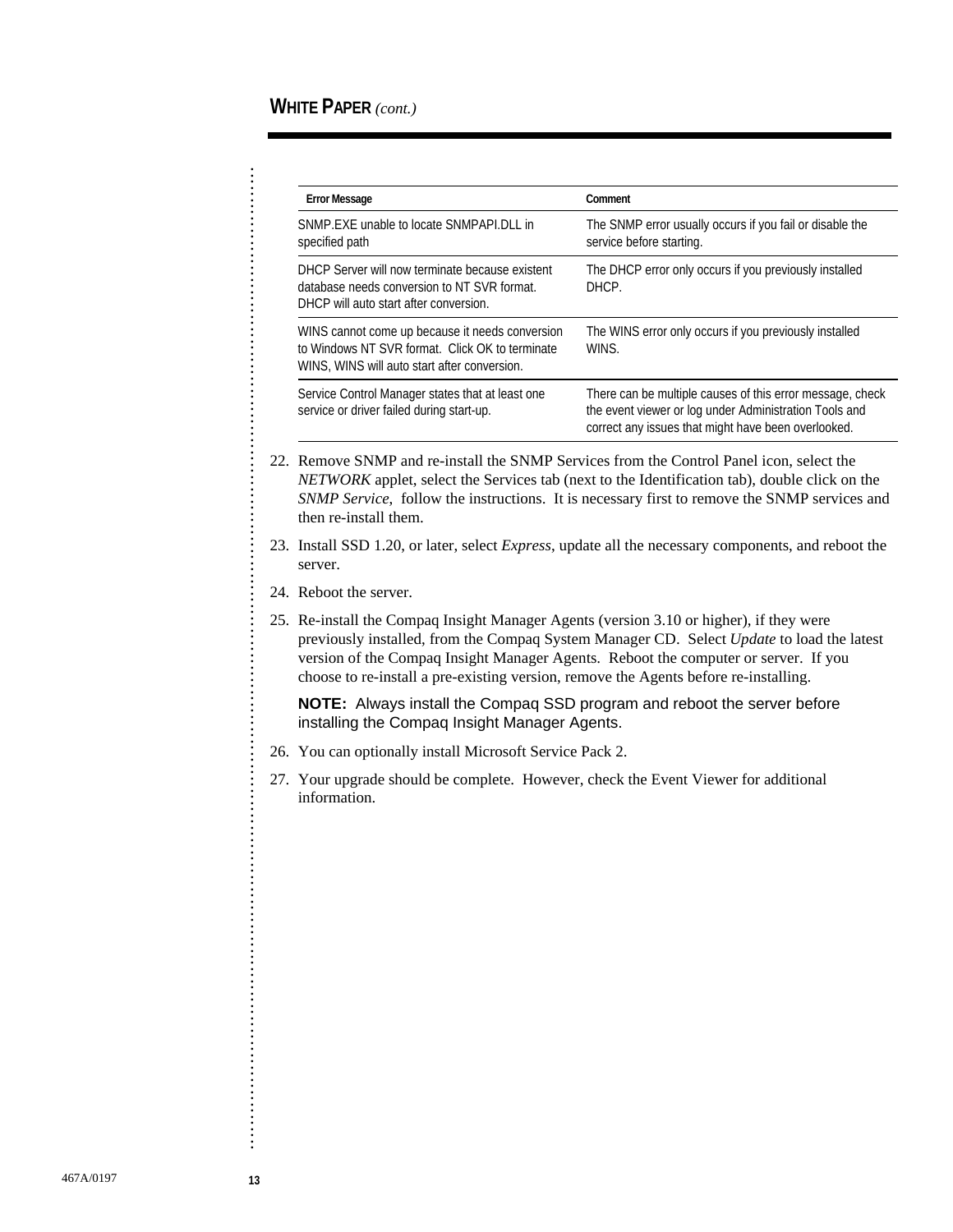| Error Message | Comment |
|---|---|
| SNMP.EXE unable to locate SNMPAPI.DLL in specified path | The SNMP error usually occurs if you fail or disable the service before starting. |
| DHCP Server will now terminate because existent database needs conversion to NT SVR format. DHCP will auto start after conversion. | The DHCP error only occurs if you previously installed DHCP. |
| WINS cannot come up because it needs conversion to Windows NT SVR format. Click OK to terminate WINS, WINS will auto start after conversion. | The WINS error only occurs if you previously installed WINS. |
| Service Control Manager states that at least one service or driver failed during start-up. | There can be multiple causes of this error message, check the event viewer or log under Administration Tools and correct any issues that might have been overlooked. |

22. Remove SNMP and re-install the SNMP Services from the Control Panel icon, select the *NETWORK* applet, select the Services tab (next to the Identification tab), double click on the *SNMP Service*, follow the instructions. It is necessary first to remove the SNMP services and then re-install them.

23. Install SSD 1.20, or later, select *Express*, update all the necessary components, and reboot the server.

24. Reboot the server.

25. Re-install the Compaq Insight Manager Agents (version 3.10 or higher), if they were previously installed, from the Compaq System Manager CD. Select *Update* to load the latest version of the Compaq Insight Manager Agents. Reboot the computer or server. If you choose to re-install a pre-existing version, remove the Agents before re-installing.

    **NOTE:** Always install the Compaq SSD program and reboot the server before installing the Compaq Insight Manager Agents.

26. You can optionally install Microsoft Service Pack 2.

27. Your upgrade should be complete. However, check the Event Viewer for additional information.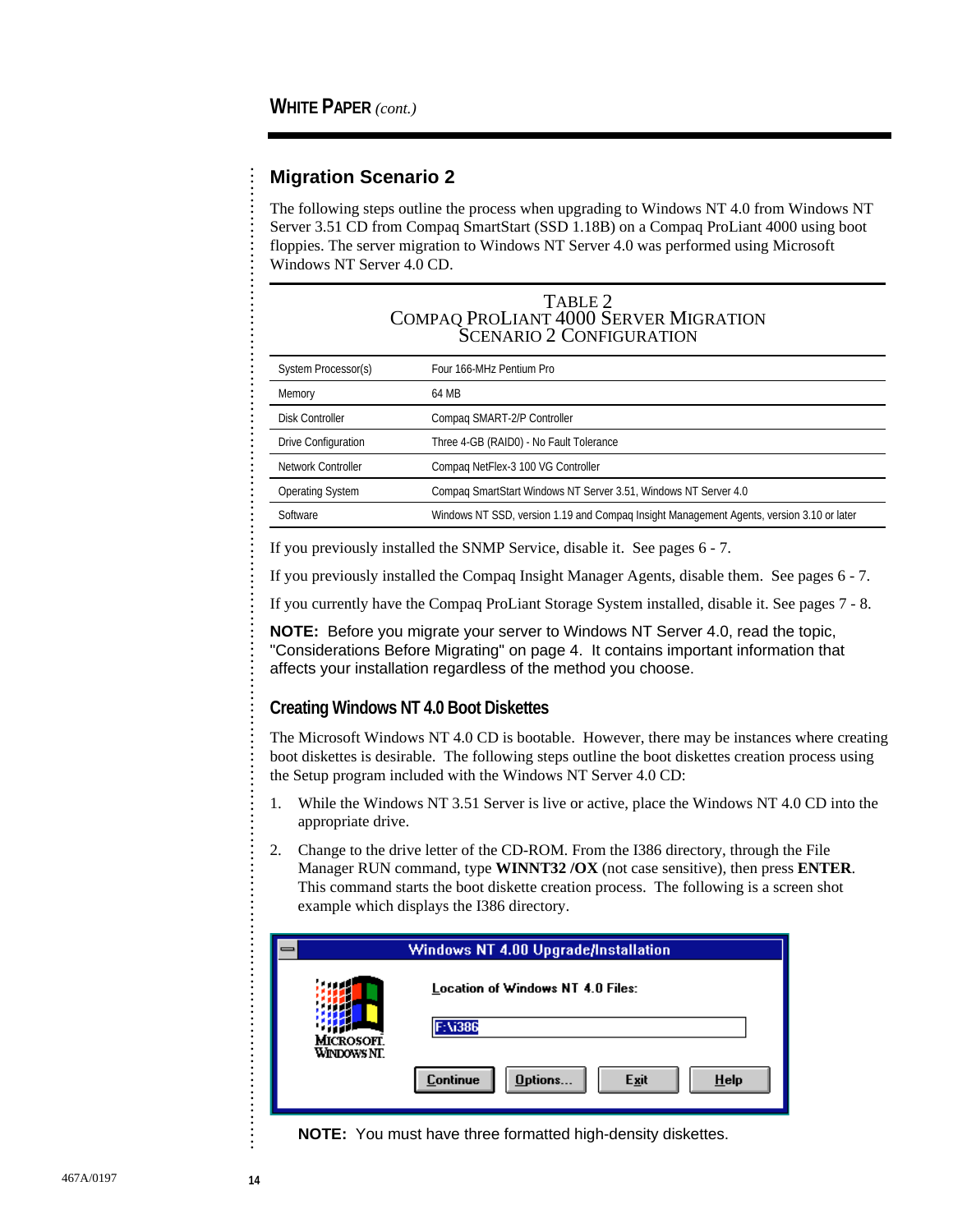## Migration Scenario 2

The following steps outline the process when upgrading to Windows NT 4.0 from Windows NT Server 3.51 CD from Compaq SmartStart (SSD 1.18B) on a Compaq ProLiant 4000 using boot floppies. The server migration to Windows NT Server 4.0 was performed using Microsoft Windows NT Server 4.0 CD.

TABLE 2
COMPAQ PROLIANT 4000 SERVER MIGRATION
SCENARIO 2 CONFIGURATION

| | |
|---|---|
| System Processor(s) | Four 166-MHz Pentium Pro |
| Memory | 64 MB |
| Disk Controller | Compaq SMART-2/P Controller |
| Drive Configuration | Three 4-GB (RAID0) - No Fault Tolerance |
| Network Controller | Compaq NetFlex-3 100 VG Controller |
| Operating System | Compaq SmartStart Windows NT Server 3.51, Windows NT Server 4.0 |
| Software | Windows NT SSD, version 1.19 and Compaq Insight Management Agents, version 3.10 or later |

If you previously installed the SNMP Service, disable it. See pages 6 - 7.

If you previously installed the Compaq Insight Manager Agents, disable them. See pages 6 - 7.

If you currently have the Compaq ProLiant Storage System installed, disable it. See pages 7 - 8.

**NOTE:** Before you migrate your server to Windows NT Server 4.0, read the topic, "Considerations Before Migrating" on page 4. It contains important information that affects your installation regardless of the method you choose.

### Creating Windows NT 4.0 Boot Diskettes

The Microsoft Windows NT 4.0 CD is bootable. However, there may be instances where creating boot diskettes is desirable. The following steps outline the boot diskettes creation process using the Setup program included with the Windows NT Server 4.0 CD:

1. While the Windows NT 3.51 Server is live or active, place the Windows NT 4.0 CD into the appropriate drive.
2. Change to the drive letter of the CD-ROM. From the I386 directory, through the File Manager RUN command, type **WINNT32 /OX** (not case sensitive), then press **ENTER**. This command starts the boot diskette creation process. The following is a screen shot example which displays the I386 directory.

Windows NT 4.00 Upgrade/Installation

Location of Windows NT 4.0 Files:

F:\i386

Continue | Options... | Exit | Help

**NOTE:** You must have three formatted high-density diskettes.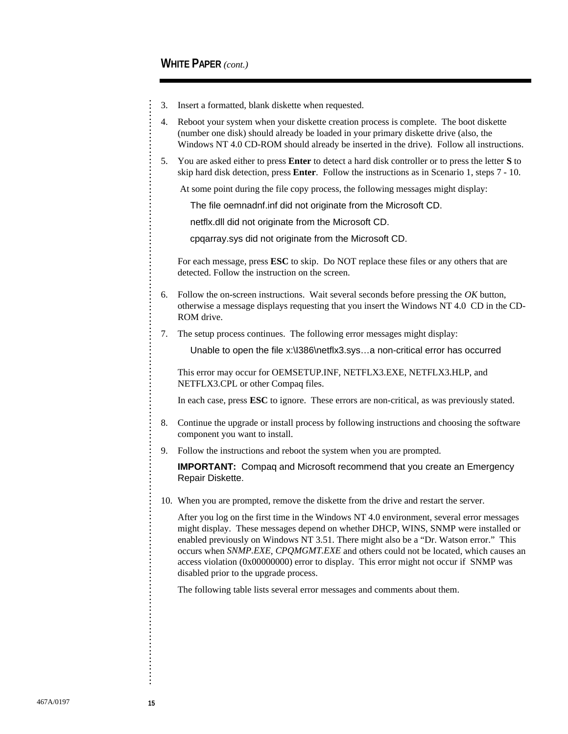3. Insert a formatted, blank diskette when requested.
4. Reboot your system when your diskette creation process is complete. The boot diskette (number one disk) should already be loaded in your primary diskette drive (also, the Windows NT 4.0 CD-ROM should already be inserted in the drive). Follow all instructions.
5. You are asked either to press **Enter** to detect a hard disk controller or to press the letter **S** to skip hard disk detection, press **Enter**. Follow the instructions as in Scenario 1, steps 7 - 10.

   At some point during the file copy process, the following messages might display:

   The file oemnadnf.inf did not originate from the Microsoft CD.

   netflx.dll did not originate from the Microsoft CD.

   cpqarray.sys did not originate from the Microsoft CD.

   For each message, press **ESC** to skip. Do NOT replace these files or any others that are detected. Follow the instruction on the screen.

6. Follow the on-screen instructions. Wait several seconds before pressing the *OK* button, otherwise a message displays requesting that you insert the Windows NT 4.0 CD in the CD-ROM drive.
7. The setup process continues. The following error messages might display:

   Unable to open the file x:\I386\netflx3.sys…a non-critical error has occurred

   This error may occur for OEMSETUP.INF, NETFLX3.EXE, NETFLX3.HLP, and NETFLX3.CPL or other Compaq files.

   In each case, press **ESC** to ignore. These errors are non-critical, as was previously stated.

8. Continue the upgrade or install process by following instructions and choosing the software component you want to install.
9. Follow the instructions and reboot the system when you are prompted.

   **IMPORTANT:** Compaq and Microsoft recommend that you create an Emergency Repair Diskette.

10. When you are prompted, remove the diskette from the drive and restart the server.

    After you log on the first time in the Windows NT 4.0 environment, several error messages might display. These messages depend on whether DHCP, WINS, SNMP were installed or enabled previously on Windows NT 3.51. There might also be a "Dr. Watson error." This occurs when *SNMP.EXE*, *CPQMGMT.EXE* and others could not be located, which causes an access violation (0x00000000) error to display. This error might not occur if SNMP was disabled prior to the upgrade process.

    The following table lists several error messages and comments about them.

467A/0197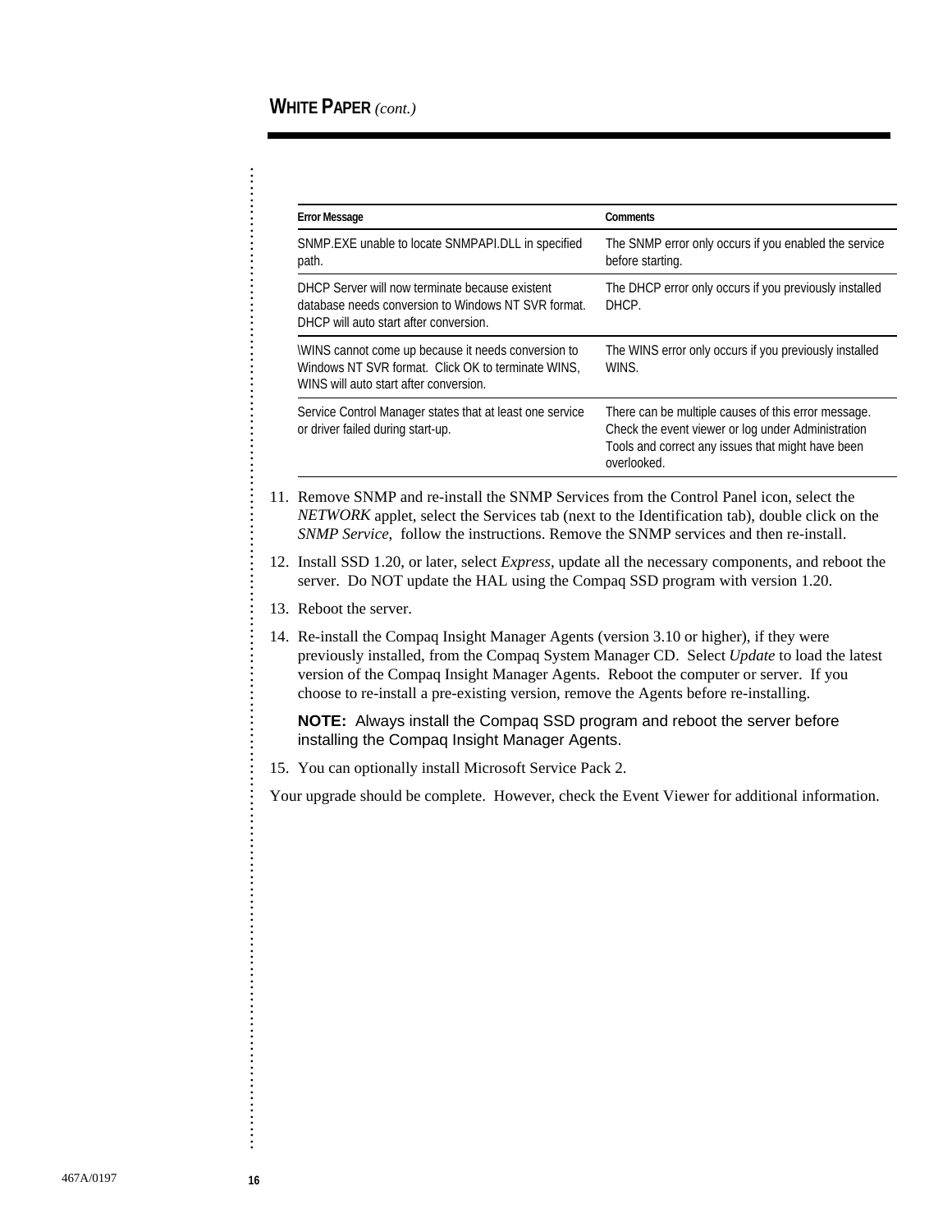| Error Message | Comments |
|---|---|
| SNMP.EXE unable to locate SNMPAPI.DLL in specified path. | The SNMP error only occurs if you enabled the service before starting. |
| DHCP Server will now terminate because existent database needs conversion to Windows NT SVR format. DHCP will auto start after conversion. | The DHCP error only occurs if you previously installed DHCP. |
| \WINS cannot come up because it needs conversion to Windows NT SVR format. Click OK to terminate WINS, WINS will auto start after conversion. | The WINS error only occurs if you previously installed WINS. |
| Service Control Manager states that at least one service or driver failed during start-up. | There can be multiple causes of this error message. Check the event viewer or log under Administration Tools and correct any issues that might have been overlooked. |

11. Remove SNMP and re-install the SNMP Services from the Control Panel icon, select the *NETWORK* applet, select the Services tab (next to the Identification tab), double click on the *SNMP Service*, follow the instructions. Remove the SNMP services and then re-install.
12. Install SSD 1.20, or later, select *Express*, update all the necessary components, and reboot the server. Do NOT update the HAL using the Compaq SSD program with version 1.20.
13. Reboot the server.
14. Re-install the Compaq Insight Manager Agents (version 3.10 or higher), if they were previously installed, from the Compaq System Manager CD. Select *Update* to load the latest version of the Compaq Insight Manager Agents. Reboot the computer or server. If you choose to re-install a pre-existing version, remove the Agents before re-installing.

    **NOTE:** Always install the Compaq SSD program and reboot the server before installing the Compaq Insight Manager Agents.

15. You can optionally install Microsoft Service Pack 2.

Your upgrade should be complete. However, check the Event Viewer for additional information.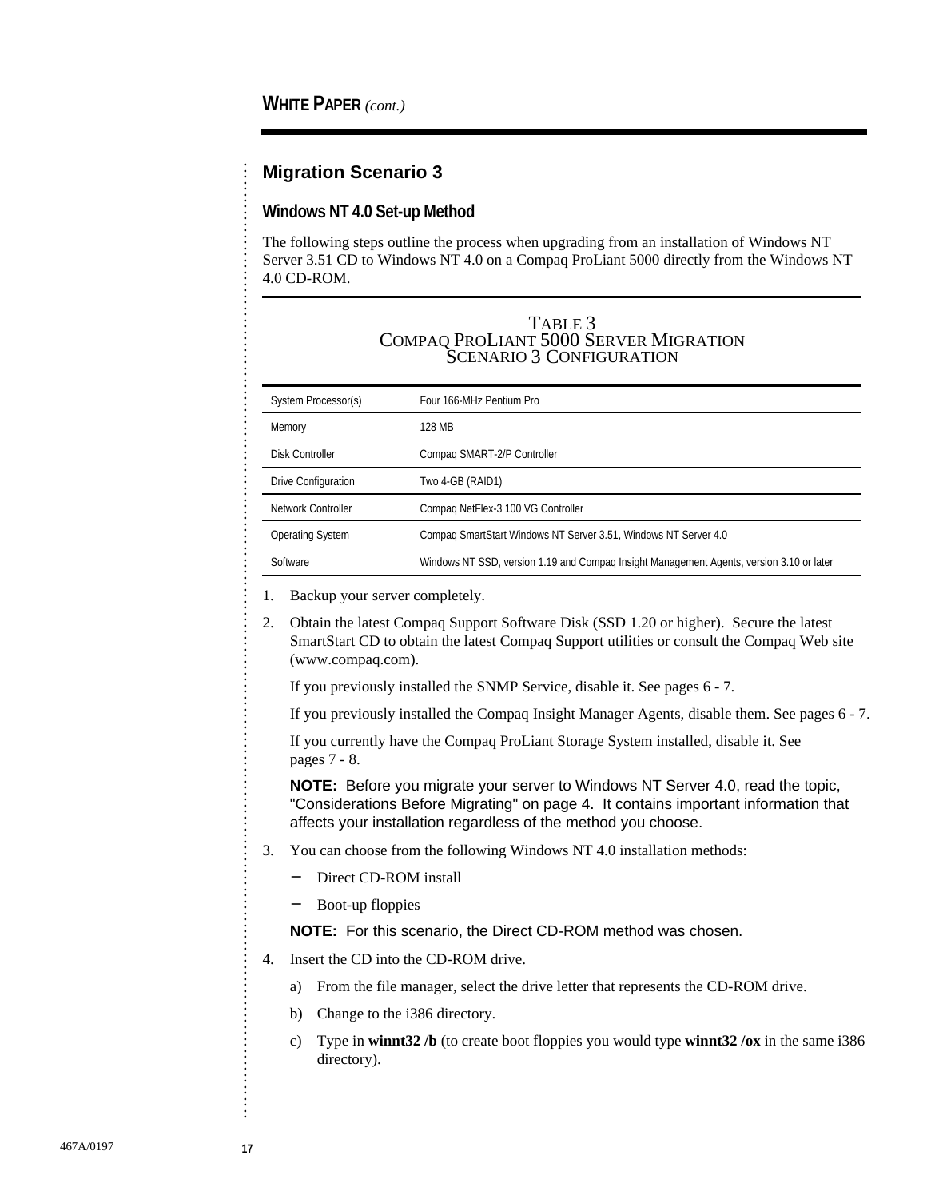## Migration Scenario 3

### Windows NT 4.0 Set-up Method

The following steps outline the process when upgrading from an installation of Windows NT Server 3.51 CD to Windows NT 4.0 on a Compaq ProLiant 5000 directly from the Windows NT 4.0 CD-ROM.

TABLE 3
COMPAQ PROLIANT 5000 SERVER MIGRATION
SCENARIO 3 CONFIGURATION

| | |
|---|---|
| System Processor(s) | Four 166-MHz Pentium Pro |
| Memory | 128 MB |
| Disk Controller | Compaq SMART-2/P Controller |
| Drive Configuration | Two 4-GB (RAID1) |
| Network Controller | Compaq NetFlex-3 100 VG Controller |
| Operating System | Compaq SmartStart Windows NT Server 3.51, Windows NT Server 4.0 |
| Software | Windows NT SSD, version 1.19 and Compaq Insight Management Agents, version 3.10 or later |

1. Backup your server completely.
2. Obtain the latest Compaq Support Software Disk (SSD 1.20 or higher). Secure the latest SmartStart CD to obtain the latest Compaq Support utilities or consult the Compaq Web site (www.compaq.com).

   If you previously installed the SNMP Service, disable it. See pages 6 - 7.

   If you previously installed the Compaq Insight Manager Agents, disable them. See pages 6 - 7.

   If you currently have the Compaq ProLiant Storage System installed, disable it. See pages 7 - 8.

   **NOTE:** Before you migrate your server to Windows NT Server 4.0, read the topic, "Considerations Before Migrating" on page 4. It contains important information that affects your installation regardless of the method you choose.
3. You can choose from the following Windows NT 4.0 installation methods:
   - Direct CD-ROM install
   - Boot-up floppies

   **NOTE:** For this scenario, the Direct CD-ROM method was chosen.
4. Insert the CD into the CD-ROM drive.
   a) From the file manager, select the drive letter that represents the CD-ROM drive.
   b) Change to the i386 directory.
   c) Type in **winnt32 /b** (to create boot floppies you would type **winnt32 /ox** in the same i386 directory).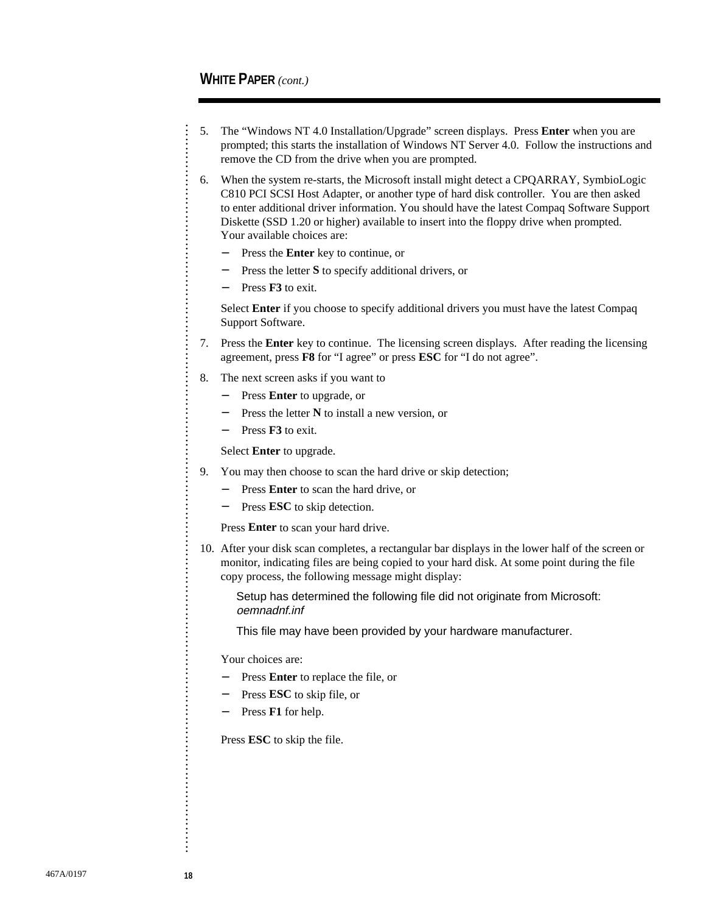5. The “Windows NT 4.0 Installation/Upgrade” screen displays. Press **Enter** when you are prompted; this starts the installation of Windows NT Server 4.0. Follow the instructions and remove the CD from the drive when you are prompted.

6. When the system re-starts, the Microsoft install might detect a CPQARRAY, SymbioLogic C810 PCI SCSI Host Adapter, or another type of hard disk controller. You are then asked to enter additional driver information. You should have the latest Compaq Software Support Diskette (SSD 1.20 or higher) available to insert into the floppy drive when prompted. Your available choices are:
   - Press the **Enter** key to continue, or
   - Press the letter **S** to specify additional drivers, or
   - Press **F3** to exit.

   Select **Enter** if you choose to specify additional drivers you must have the latest Compaq Support Software.

7. Press the **Enter** key to continue. The licensing screen displays. After reading the licensing agreement, press **F8** for “I agree” or press **ESC** for “I do not agree”.

8. The next screen asks if you want to
   - Press **Enter** to upgrade, or
   - Press the letter **N** to install a new version, or
   - Press **F3** to exit.

   Select **Enter** to upgrade.

9. You may then choose to scan the hard drive or skip detection;
   - Press **Enter** to scan the hard drive, or
   - Press **ESC** to skip detection.

   Press **Enter** to scan your hard drive.

10. After your disk scan completes, a rectangular bar displays in the lower half of the screen or monitor, indicating files are being copied to your hard disk. At some point during the file copy process, the following message might display:

    Setup has determined the following file did not originate from Microsoft: *oemnadnf.inf*

    This file may have been provided by your hardware manufacturer.

    Your choices are:
    - Press **Enter** to replace the file, or
    - Press **ESC** to skip file, or
    - Press **F1** for help.

    Press **ESC** to skip the file.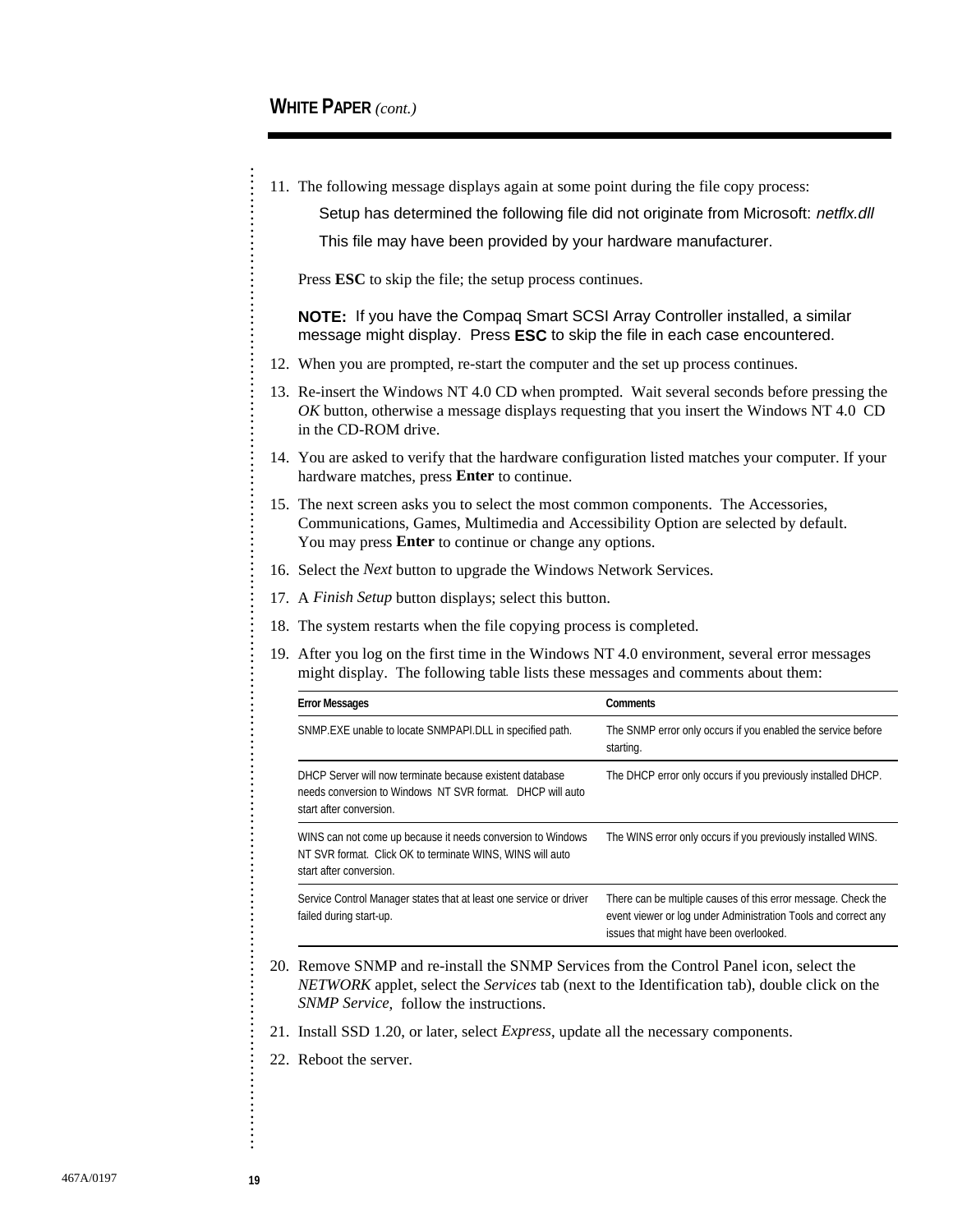11. The following message displays again at some point during the file copy process:

    Setup has determined the following file did not originate from Microsoft: *netflx.dll*

    This file may have been provided by your hardware manufacturer.

    Press **ESC** to skip the file; the setup process continues.

    **NOTE:** If you have the Compaq Smart SCSI Array Controller installed, a similar message might display. Press **ESC** to skip the file in each case encountered.

12. When you are prompted, re-start the computer and the set up process continues.
13. Re-insert the Windows NT 4.0 CD when prompted. Wait several seconds before pressing the *OK* button, otherwise a message displays requesting that you insert the Windows NT 4.0 CD in the CD-ROM drive.
14. You are asked to verify that the hardware configuration listed matches your computer. If your hardware matches, press **Enter** to continue.
15. The next screen asks you to select the most common components. The Accessories, Communications, Games, Multimedia and Accessibility Option are selected by default. You may press **Enter** to continue or change any options.
16. Select the *Next* button to upgrade the Windows Network Services.
17. A *Finish Setup* button displays; select this button.
18. The system restarts when the file copying process is completed.
19. After you log on the first time in the Windows NT 4.0 environment, several error messages might display. The following table lists these messages and comments about them:

| Error Messages | Comments |
|---|---|
| SNMP.EXE unable to locate SNMPAPI.DLL in specified path. | The SNMP error only occurs if you enabled the service before starting. |
| DHCP Server will now terminate because existent database needs conversion to Windows NT SVR format. DHCP will auto start after conversion. | The DHCP error only occurs if you previously installed DHCP. |
| WINS can not come up because it needs conversion to Windows NT SVR format. Click OK to terminate WINS, WINS will auto start after conversion. | The WINS error only occurs if you previously installed WINS. |
| Service Control Manager states that at least one service or driver failed during start-up. | There can be multiple causes of this error message. Check the event viewer or log under Administration Tools and correct any issues that might have been overlooked. |

20. Remove SNMP and re-install the SNMP Services from the Control Panel icon, select the *NETWORK* applet, select the *Services* tab (next to the Identification tab), double click on the *SNMP Service*, follow the instructions.
21. Install SSD 1.20, or later, select *Express*, update all the necessary components.
22. Reboot the server.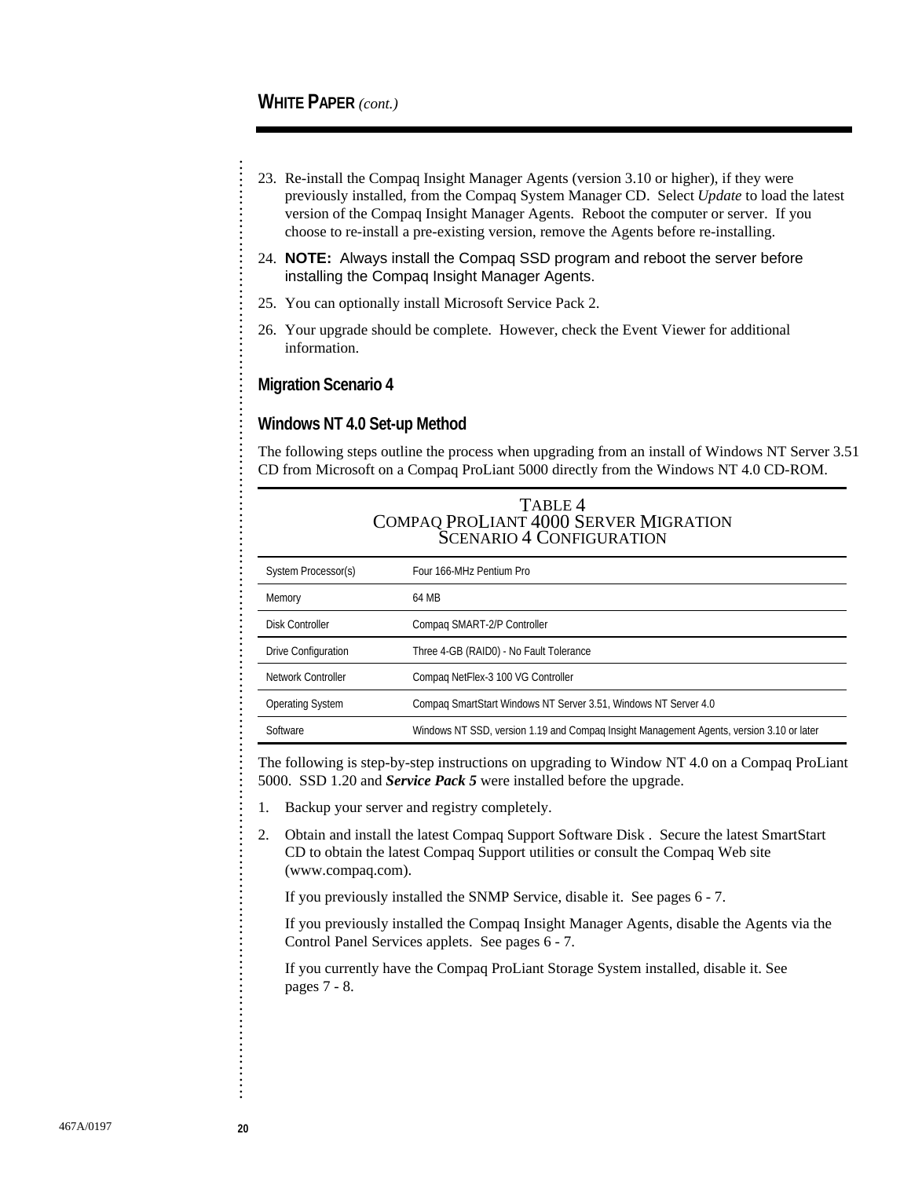23. Re-install the Compaq Insight Manager Agents (version 3.10 or higher), if they were previously installed, from the Compaq System Manager CD. Select *Update* to load the latest version of the Compaq Insight Manager Agents. Reboot the computer or server. If you choose to re-install a pre-existing version, remove the Agents before re-installing.
24. **NOTE:** Always install the Compaq SSD program and reboot the server before installing the Compaq Insight Manager Agents.
25. You can optionally install Microsoft Service Pack 2.
26. Your upgrade should be complete. However, check the Event Viewer for additional information.

### Migration Scenario 4

### Windows NT 4.0 Set-up Method

The following steps outline the process when upgrading from an install of Windows NT Server 3.51 CD from Microsoft on a Compaq ProLiant 5000 directly from the Windows NT 4.0 CD-ROM.

TABLE 4
COMPAQ PROLIANT 4000 SERVER MIGRATION
SCENARIO 4 CONFIGURATION

| | |
|---|---|
| System Processor(s) | Four 166-MHz Pentium Pro |
| Memory | 64 MB |
| Disk Controller | Compaq SMART-2/P Controller |
| Drive Configuration | Three 4-GB (RAID0) - No Fault Tolerance |
| Network Controller | Compaq NetFlex-3 100 VG Controller |
| Operating System | Compaq SmartStart Windows NT Server 3.51, Windows NT Server 4.0 |
| Software | Windows NT SSD, version 1.19 and Compaq Insight Management Agents, version 3.10 or later |

The following is step-by-step instructions on upgrading to Window NT 4.0 on a Compaq ProLiant 5000. SSD 1.20 and ***Service Pack 5*** were installed before the upgrade.

1. Backup your server and registry completely.
2. Obtain and install the latest Compaq Support Software Disk . Secure the latest SmartStart CD to obtain the latest Compaq Support utilities or consult the Compaq Web site (www.compaq.com).

   If you previously installed the SNMP Service, disable it. See pages 6 - 7.

   If you previously installed the Compaq Insight Manager Agents, disable the Agents via the Control Panel Services applets. See pages 6 - 7.

   If you currently have the Compaq ProLiant Storage System installed, disable it. See pages 7 - 8.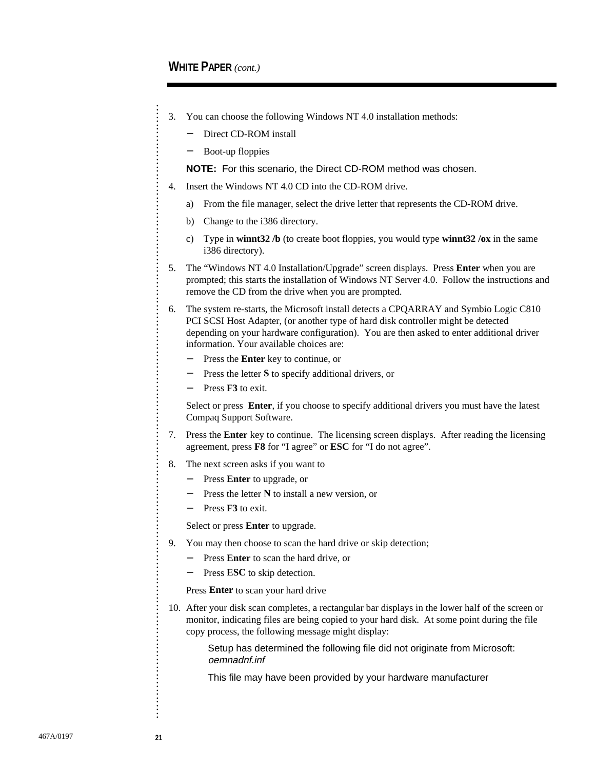3. You can choose the following Windows NT 4.0 installation methods:
   - Direct CD-ROM install
   - Boot-up floppies

   **NOTE:** For this scenario, the Direct CD-ROM method was chosen.

4. Insert the Windows NT 4.0 CD into the CD-ROM drive.
   a) From the file manager, select the drive letter that represents the CD-ROM drive.
   b) Change to the i386 directory.
   c) Type in **winnt32 /b** (to create boot floppies, you would type **winnt32 /ox** in the same i386 directory).

5. The "Windows NT 4.0 Installation/Upgrade" screen displays. Press **Enter** when you are prompted; this starts the installation of Windows NT Server 4.0. Follow the instructions and remove the CD from the drive when you are prompted.

6. The system re-starts, the Microsoft install detects a CPQARRAY and Symbio Logic C810 PCI SCSI Host Adapter, (or another type of hard disk controller might be detected depending on your hardware configuration). You are then asked to enter additional driver information. Your available choices are:
   - Press the **Enter** key to continue, or
   - Press the letter **S** to specify additional drivers, or
   - Press **F3** to exit.

   Select or press **Enter**, if you choose to specify additional drivers you must have the latest Compaq Support Software.

7. Press the **Enter** key to continue. The licensing screen displays. After reading the licensing agreement, press **F8** for "I agree" or **ESC** for "I do not agree".

8. The next screen asks if you want to
   - Press **Enter** to upgrade, or
   - Press the letter **N** to install a new version, or
   - Press **F3** to exit.

   Select or press **Enter** to upgrade.

9. You may then choose to scan the hard drive or skip detection;
   - Press **Enter** to scan the hard drive, or
   - Press **ESC** to skip detection.

   Press **Enter** to scan your hard drive

10. After your disk scan completes, a rectangular bar displays in the lower half of the screen or monitor, indicating files are being copied to your hard disk. At some point during the file copy process, the following message might display:

    Setup has determined the following file did not originate from Microsoft: *oemnadnf.inf*

    This file may have been provided by your hardware manufacturer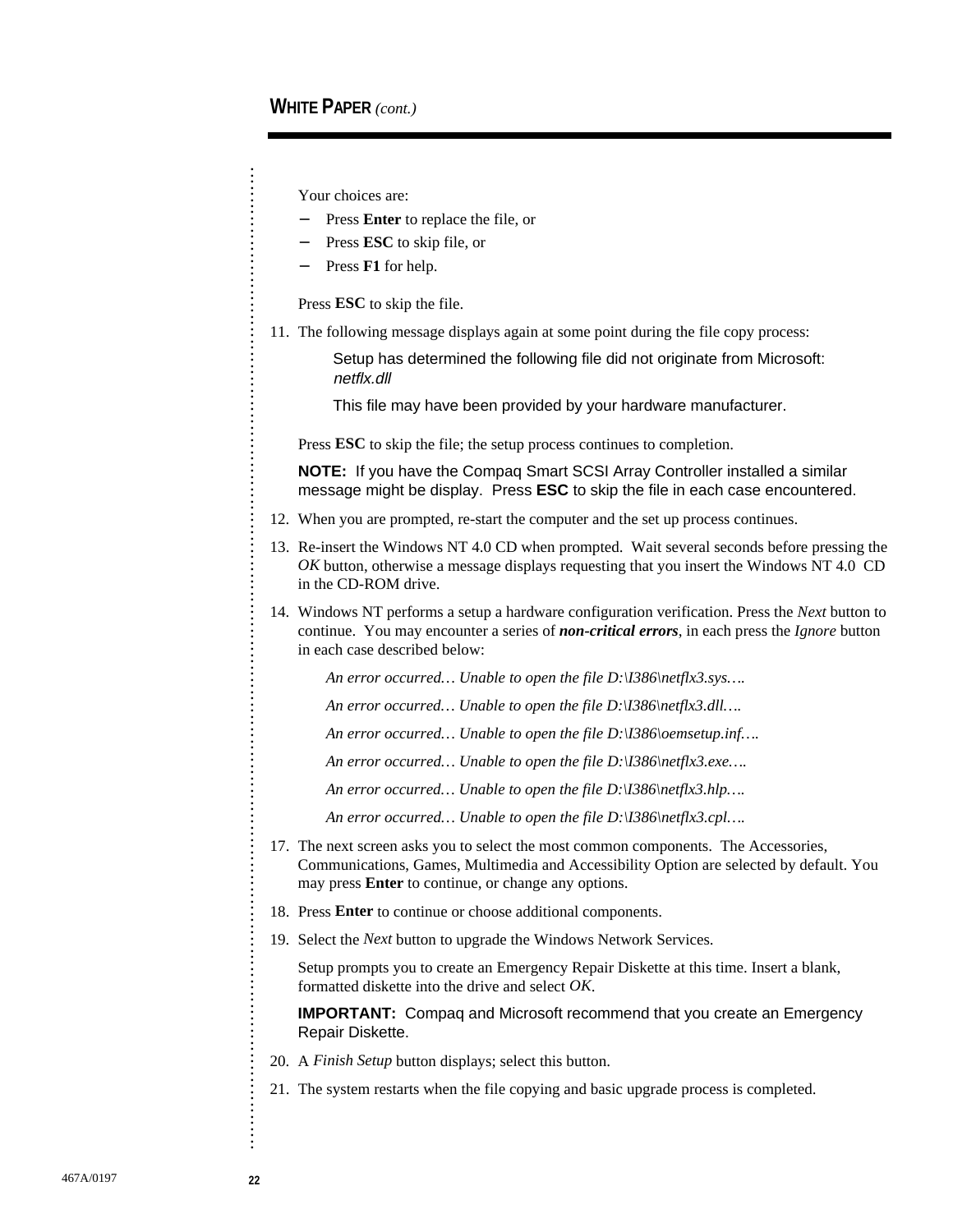Your choices are:

- Press **Enter** to replace the file, or
- Press **ESC** to skip file, or
- Press **F1** for help.

Press **ESC** to skip the file.

11. The following message displays again at some point during the file copy process:

    Setup has determined the following file did not originate from Microsoft: *netflx.dll*

    This file may have been provided by your hardware manufacturer.

    Press **ESC** to skip the file; the setup process continues to completion.

    **NOTE:** If you have the Compaq Smart SCSI Array Controller installed a similar message might be display. Press **ESC** to skip the file in each case encountered.

12. When you are prompted, re-start the computer and the set up process continues.
13. Re-insert the Windows NT 4.0 CD when prompted. Wait several seconds before pressing the *OK* button, otherwise a message displays requesting that you insert the Windows NT 4.0 CD in the CD-ROM drive.
14. Windows NT performs a setup a hardware configuration verification. Press the *Next* button to continue. You may encounter a series of ***non-critical errors***, in each press the *Ignore* button in each case described below:

    *An error occurred… Unable to open the file D:\I386\netflx3.sys….*

    *An error occurred… Unable to open the file D:\I386\netflx3.dll….*

    *An error occurred… Unable to open the file D:\I386\oemsetup.inf….*

    *An error occurred… Unable to open the file D:\I386\netflx3.exe….*

    *An error occurred… Unable to open the file D:\I386\netflx3.hlp….*

    *An error occurred… Unable to open the file D:\I386\netflx3.cpl….*

17. The next screen asks you to select the most common components. The Accessories, Communications, Games, Multimedia and Accessibility Option are selected by default. You may press **Enter** to continue, or change any options.
18. Press **Enter** to continue or choose additional components.
19. Select the *Next* button to upgrade the Windows Network Services.

    Setup prompts you to create an Emergency Repair Diskette at this time. Insert a blank, formatted diskette into the drive and select *OK*.

    **IMPORTANT:** Compaq and Microsoft recommend that you create an Emergency Repair Diskette.

20. A *Finish Setup* button displays; select this button.
21. The system restarts when the file copying and basic upgrade process is completed.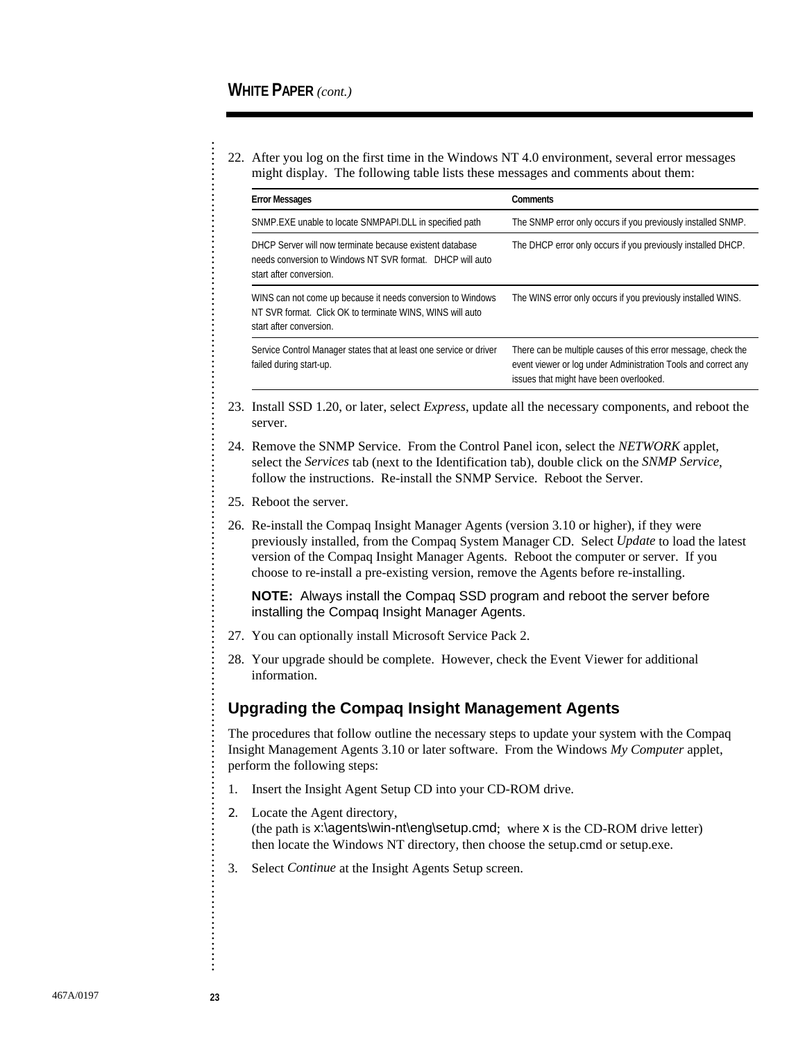22. After you log on the first time in the Windows NT 4.0 environment, several error messages might display. The following table lists these messages and comments about them:

| Error Messages | Comments |
|---|---|
| SNMP.EXE unable to locate SNMPAPI.DLL in specified path | The SNMP error only occurs if you previously installed SNMP. |
| DHCP Server will now terminate because existent database needs conversion to Windows NT SVR format. DHCP will auto start after conversion. | The DHCP error only occurs if you previously installed DHCP. |
| WINS can not come up because it needs conversion to Windows NT SVR format. Click OK to terminate WINS, WINS will auto start after conversion. | The WINS error only occurs if you previously installed WINS. |
| Service Control Manager states that at least one service or driver failed during start-up. | There can be multiple causes of this error message, check the event viewer or log under Administration Tools and correct any issues that might have been overlooked. |

23. Install SSD 1.20, or later, select *Express*, update all the necessary components, and reboot the server.
24. Remove the SNMP Service. From the Control Panel icon, select the *NETWORK* applet, select the *Services* tab (next to the Identification tab), double click on the *SNMP Service*, follow the instructions. Re-install the SNMP Service. Reboot the Server.
25. Reboot the server.
26. Re-install the Compaq Insight Manager Agents (version 3.10 or higher), if they were previously installed, from the Compaq System Manager CD. Select *Update* to load the latest version of the Compaq Insight Manager Agents. Reboot the computer or server. If you choose to re-install a pre-existing version, remove the Agents before re-installing.

    **NOTE:** Always install the Compaq SSD program and reboot the server before installing the Compaq Insight Manager Agents.

27. You can optionally install Microsoft Service Pack 2.
28. Your upgrade should be complete. However, check the Event Viewer for additional information.

## Upgrading the Compaq Insight Management Agents

The procedures that follow outline the necessary steps to update your system with the Compaq Insight Management Agents 3.10 or later software. From the Windows *My Computer* applet, perform the following steps:

1. Insert the Insight Agent Setup CD into your CD-ROM drive.
2. Locate the Agent directory,
   (the path is x:\agents\win-nt\eng\setup.cmd; where x is the CD-ROM drive letter)
   then locate the Windows NT directory, then choose the setup.cmd or setup.exe.
3. Select *Continue* at the Insight Agents Setup screen.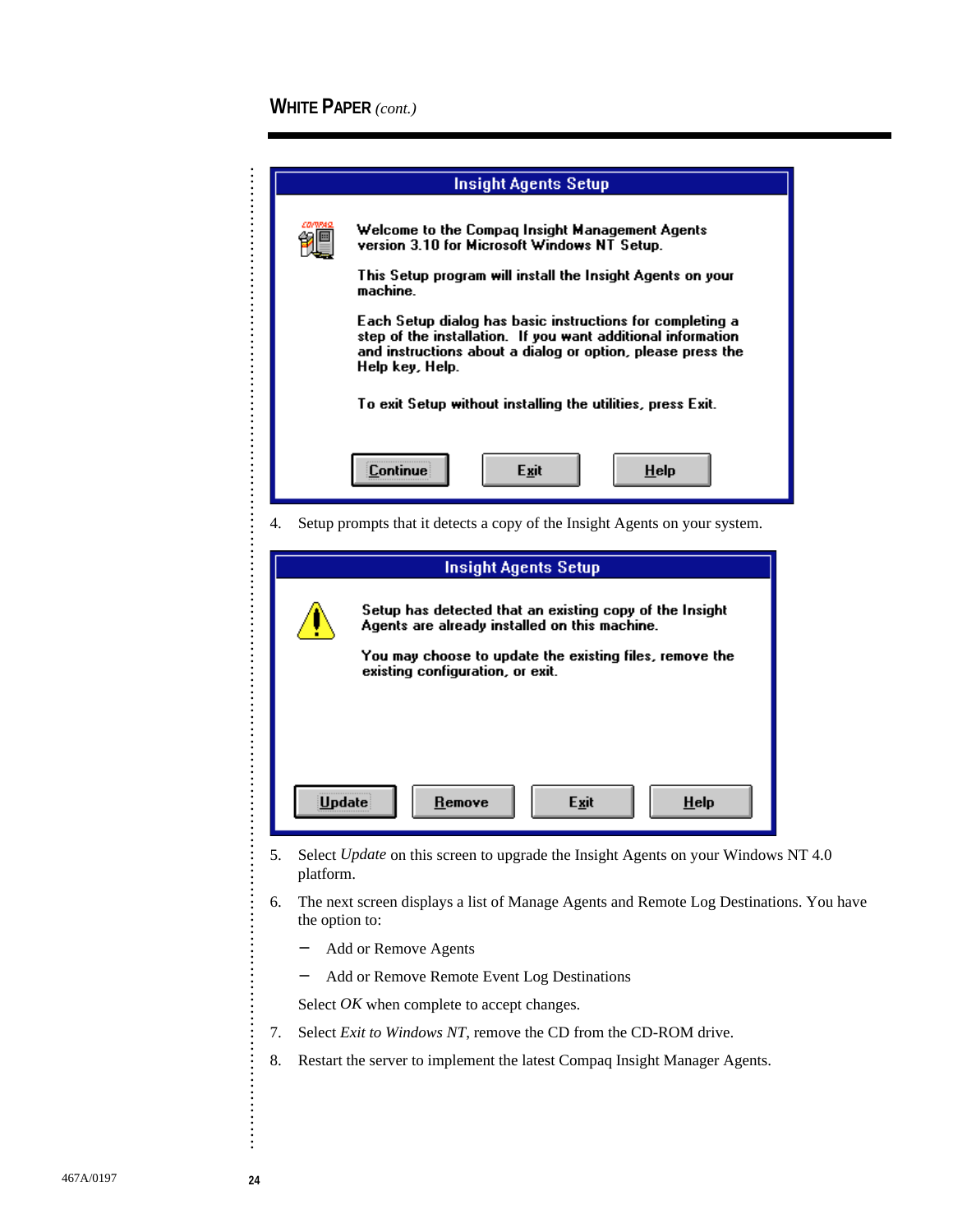**Insight Agents Setup**

Welcome to the Compaq Insight Management Agents version 3.10 for Microsoft Windows NT Setup.

This Setup program will install the Insight Agents on your machine.

Each Setup dialog has basic instructions for completing a step of the installation. If you want additional information and instructions about a dialog or option, please press the Help key, Help.

To exit Setup without installing the utilities, press Exit.

[Continue] [Exit] [Help]

4. Setup prompts that it detects a copy of the Insight Agents on your system.

**Insight Agents Setup**

Setup has detected that an existing copy of the Insight Agents are already installed on this machine.

You may choose to update the existing files, remove the existing configuration, or exit.

[Update] [Remove] [Exit] [Help]

5. Select *Update* on this screen to upgrade the Insight Agents on your Windows NT 4.0 platform.
6. The next screen displays a list of Manage Agents and Remote Log Destinations. You have the option to:
   - Add or Remove Agents
   - Add or Remove Remote Event Log Destinations

   Select *OK* when complete to accept changes.
7. Select *Exit to Windows NT*, remove the CD from the CD-ROM drive.
8. Restart the server to implement the latest Compaq Insight Manager Agents.

467A/0197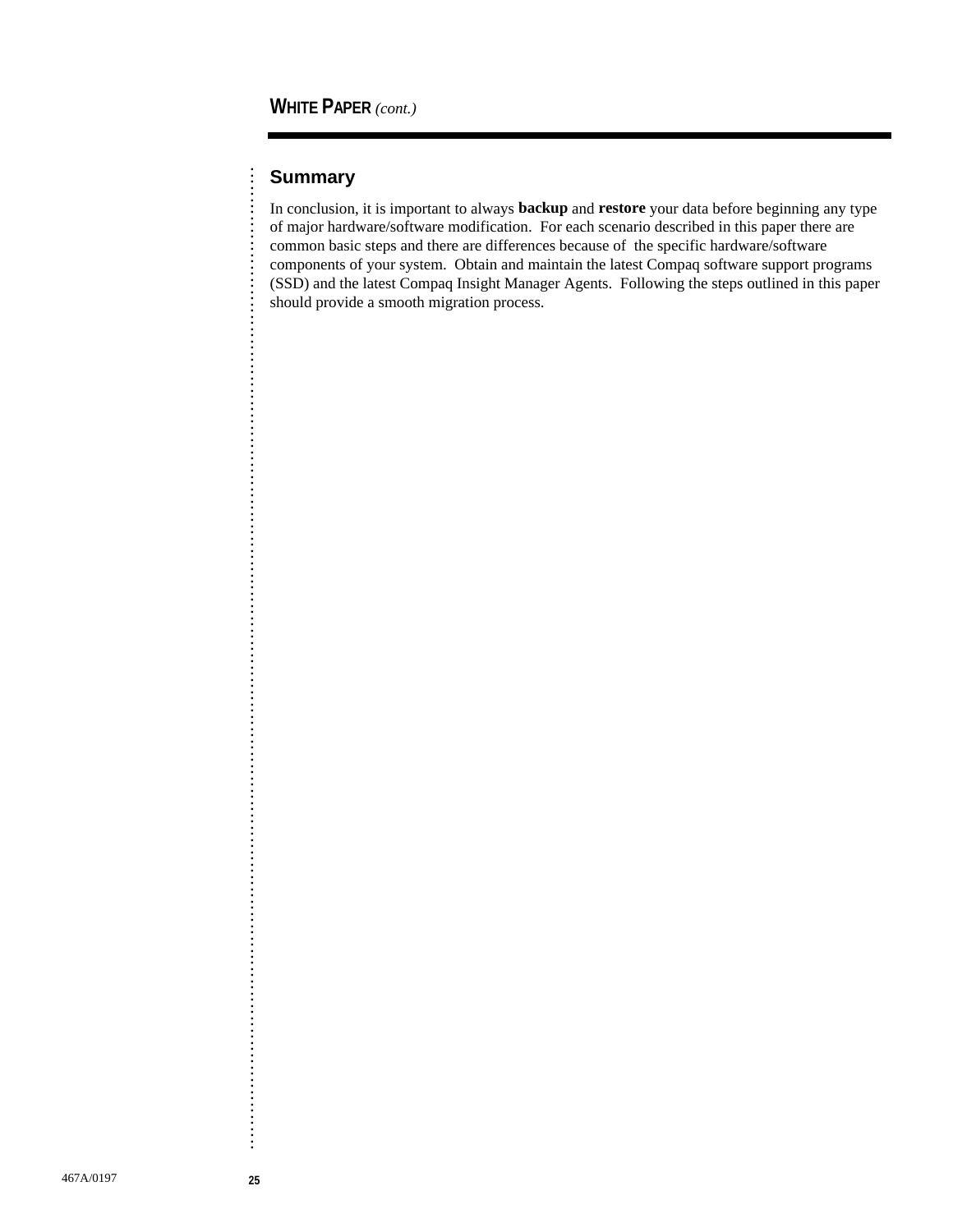## Summary

In conclusion, it is important to always **backup** and **restore** your data before beginning any type of major hardware/software modification. For each scenario described in this paper there are common basic steps and there are differences because of the specific hardware/software components of your system. Obtain and maintain the latest Compaq software support programs (SSD) and the latest Compaq Insight Manager Agents. Following the steps outlined in this paper should provide a smooth migration process.